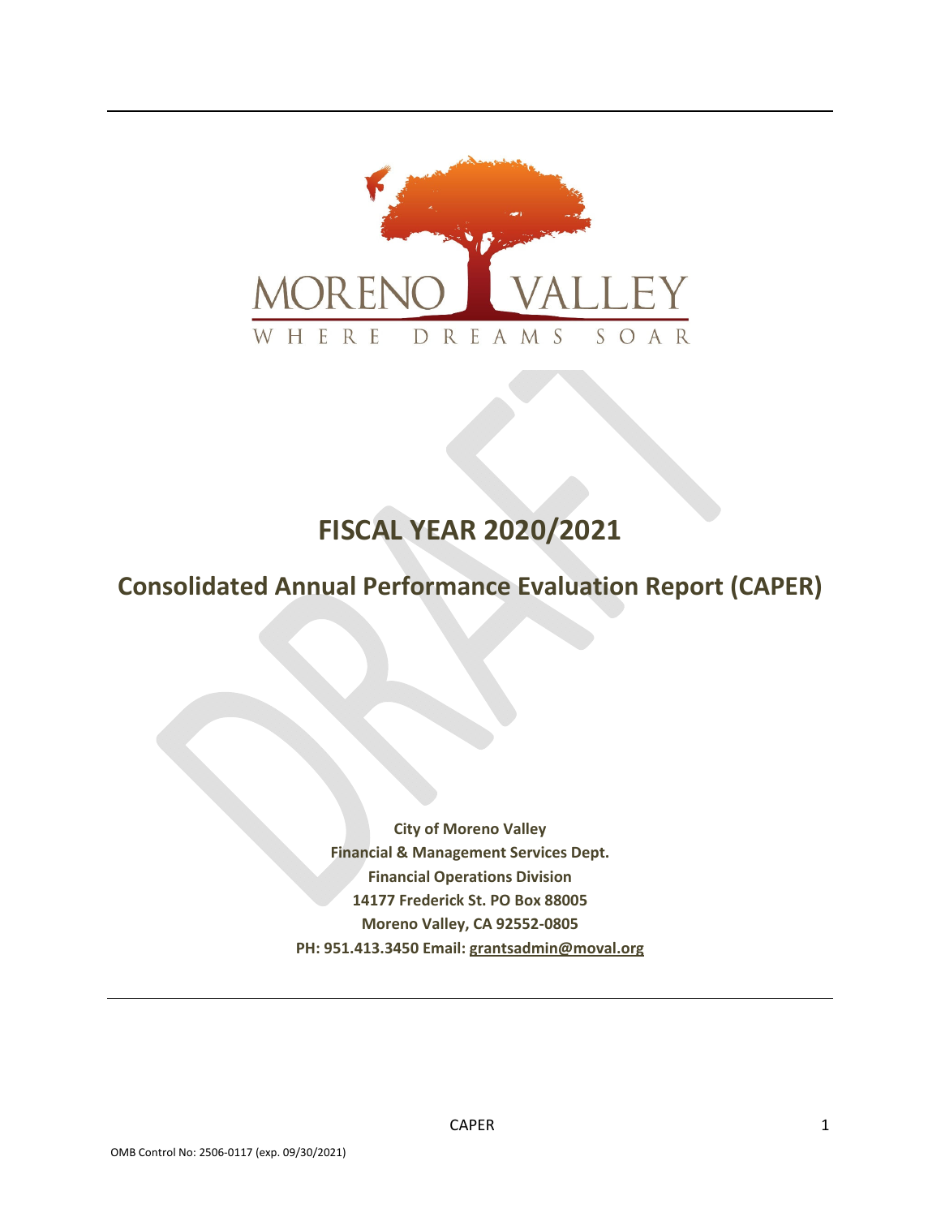MORENO VALLEY

WHERE DREAMS SOAR

# FISCAL YEAR 2020/2021

## Consolidated Annual Performance Evaluation Report (CAPER)

**City of Moreno Valley**
**Financial & Management Services Dept.**
**Financial Operations Division**
**14177 Frederick St. PO Box 88005**
**Moreno Valley, CA 92552-0805**
**PH: 951.413.3450 Email: grantsadmin@moval.org**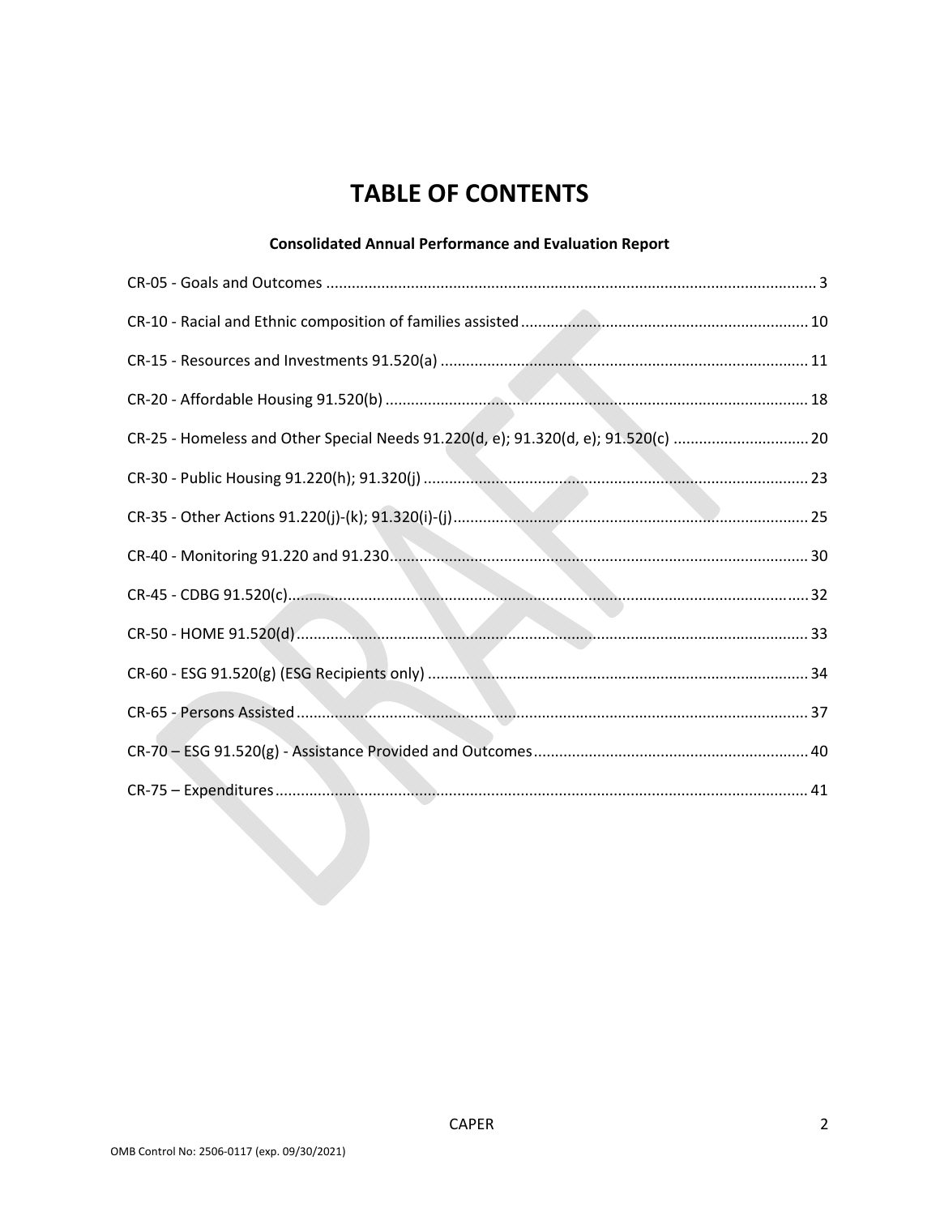# TABLE OF CONTENTS

**Consolidated Annual Performance and Evaluation Report**

CR-05 - Goals and Outcomes ........................................................................................................ 3

CR-10 - Racial and Ethnic composition of families assisted ......................................................... 10

CR-15 - Resources and Investments 91.520(a) ............................................................................ 11

CR-20 - Affordable Housing 91.520(b) ......................................................................................... 18

CR-25 - Homeless and Other Special Needs 91.220(d, e); 91.320(d, e); 91.520(c) ....................... 20

CR-30 - Public Housing 91.220(h); 91.320(j) ................................................................................ 23

CR-35 - Other Actions 91.220(j)-(k); 91.320(i)-(j) ......................................................................... 25

CR-40 - Monitoring 91.220 and 91.230 ........................................................................................ 30

CR-45 - CDBG 91.520(c) ............................................................................................................... 32

CR-50 - HOME 91.520(d) .............................................................................................................. 33

CR-60 - ESG 91.520(g) (ESG Recipients only) ............................................................................... 34

CR-65 - Persons Assisted .............................................................................................................. 37

CR-70 – ESG 91.520(g) - Assistance Provided and Outcomes ...................................................... 40

CR-75 – Expenditures ................................................................................................................... 41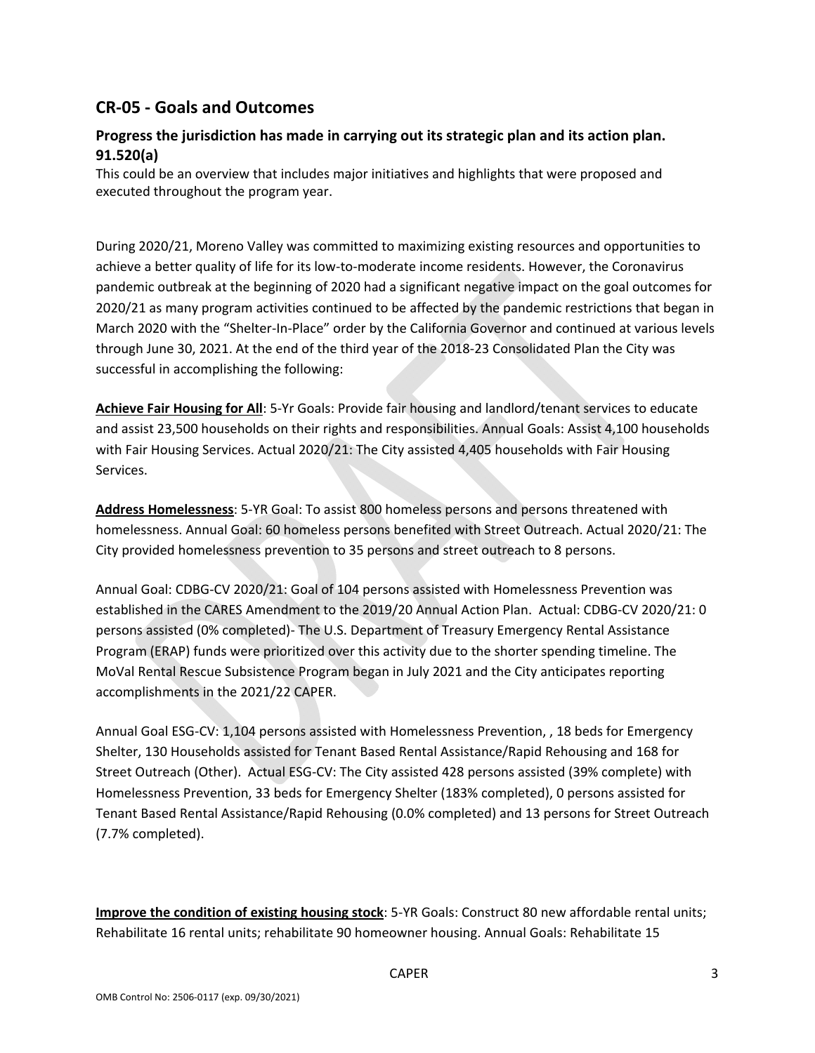## CR-05 - Goals and Outcomes

### Progress the jurisdiction has made in carrying out its strategic plan and its action plan. 91.520(a)

This could be an overview that includes major initiatives and highlights that were proposed and executed throughout the program year.

During 2020/21, Moreno Valley was committed to maximizing existing resources and opportunities to achieve a better quality of life for its low-to-moderate income residents. However, the Coronavirus pandemic outbreak at the beginning of 2020 had a significant negative impact on the goal outcomes for 2020/21 as many program activities continued to be affected by the pandemic restrictions that began in March 2020 with the "Shelter-In-Place" order by the California Governor and continued at various levels through June 30, 2021. At the end of the third year of the 2018-23 Consolidated Plan the City was successful in accomplishing the following:

**Achieve Fair Housing for All**: 5-Yr Goals: Provide fair housing and landlord/tenant services to educate and assist 23,500 households on their rights and responsibilities. Annual Goals: Assist 4,100 households with Fair Housing Services. Actual 2020/21: The City assisted 4,405 households with Fair Housing Services.

**Address Homelessness**: 5-YR Goal: To assist 800 homeless persons and persons threatened with homelessness. Annual Goal: 60 homeless persons benefited with Street Outreach. Actual 2020/21: The City provided homelessness prevention to 35 persons and street outreach to 8 persons.

Annual Goal: CDBG-CV 2020/21: Goal of 104 persons assisted with Homelessness Prevention was established in the CARES Amendment to the 2019/20 Annual Action Plan. Actual: CDBG-CV 2020/21: 0 persons assisted (0% completed)- The U.S. Department of Treasury Emergency Rental Assistance Program (ERAP) funds were prioritized over this activity due to the shorter spending timeline. The MoVal Rental Rescue Subsistence Program began in July 2021 and the City anticipates reporting accomplishments in the 2021/22 CAPER.

Annual Goal ESG-CV: 1,104 persons assisted with Homelessness Prevention, , 18 beds for Emergency Shelter, 130 Households assisted for Tenant Based Rental Assistance/Rapid Rehousing and 168 for Street Outreach (Other). Actual ESG-CV: The City assisted 428 persons assisted (39% complete) with Homelessness Prevention, 33 beds for Emergency Shelter (183% completed), 0 persons assisted for Tenant Based Rental Assistance/Rapid Rehousing (0.0% completed) and 13 persons for Street Outreach (7.7% completed).

**Improve the condition of existing housing stock**: 5-YR Goals: Construct 80 new affordable rental units; Rehabilitate 16 rental units; rehabilitate 90 homeowner housing. Annual Goals: Rehabilitate 15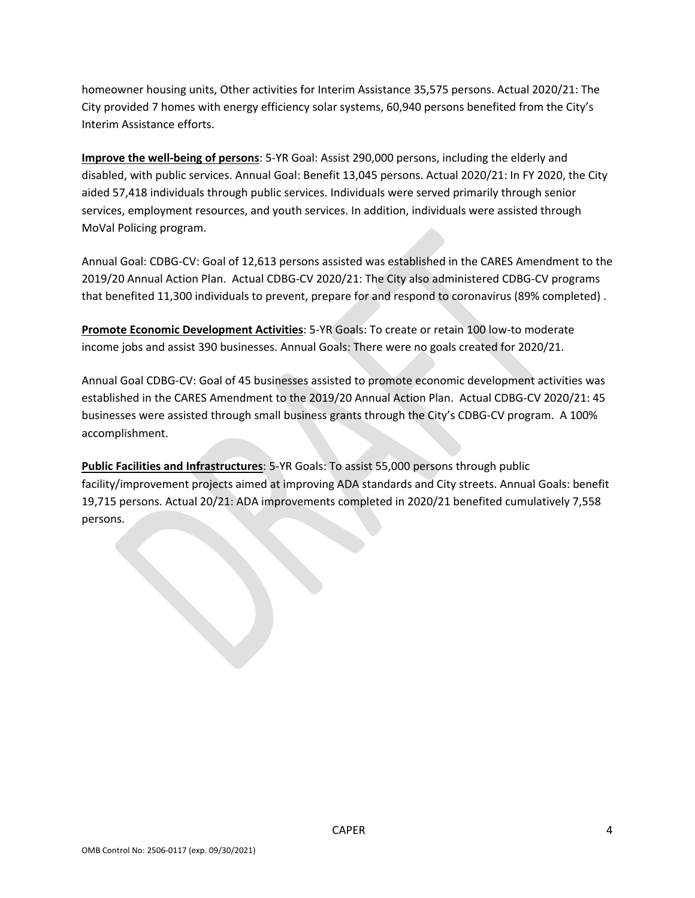homeowner housing units, Other activities for Interim Assistance 35,575 persons. Actual 2020/21: The City provided 7 homes with energy efficiency solar systems, 60,940 persons benefited from the City's Interim Assistance efforts.

**Improve the well-being of persons**: 5-YR Goal: Assist 290,000 persons, including the elderly and disabled, with public services. Annual Goal: Benefit 13,045 persons. Actual 2020/21: In FY 2020, the City aided 57,418 individuals through public services. Individuals were served primarily through senior services, employment resources, and youth services. In addition, individuals were assisted through MoVal Policing program.

Annual Goal: CDBG-CV: Goal of 12,613 persons assisted was established in the CARES Amendment to the 2019/20 Annual Action Plan. Actual CDBG-CV 2020/21: The City also administered CDBG-CV programs that benefited 11,300 individuals to prevent, prepare for and respond to coronavirus (89% completed) .

**Promote Economic Development Activities**: 5-YR Goals: To create or retain 100 low-to moderate income jobs and assist 390 businesses. Annual Goals: There were no goals created for 2020/21.

Annual Goal CDBG-CV: Goal of 45 businesses assisted to promote economic development activities was established in the CARES Amendment to the 2019/20 Annual Action Plan. Actual CDBG-CV 2020/21: 45 businesses were assisted through small business grants through the City's CDBG-CV program. A 100% accomplishment.

**Public Facilities and Infrastructures**: 5-YR Goals: To assist 55,000 persons through public facility/improvement projects aimed at improving ADA standards and City streets. Annual Goals: benefit 19,715 persons. Actual 20/21: ADA improvements completed in 2020/21 benefited cumulatively 7,558 persons.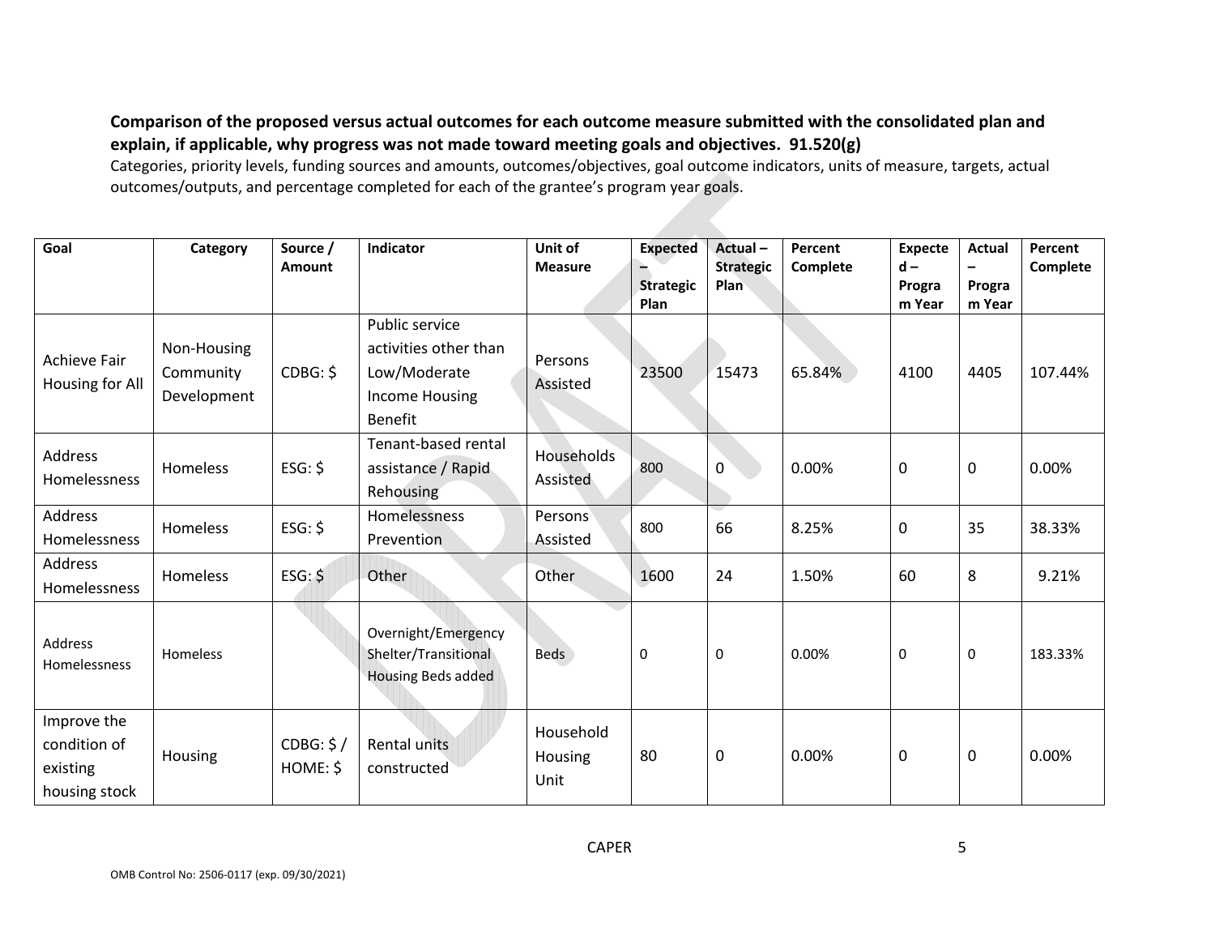**Comparison of the proposed versus actual outcomes for each outcome measure submitted with the consolidated plan and explain, if applicable, why progress was not made toward meeting goals and objectives. 91.520(g)**

Categories, priority levels, funding sources and amounts, outcomes/objectives, goal outcome indicators, units of measure, targets, actual outcomes/outputs, and percentage completed for each of the grantee's program year goals.

| Goal | Category | Source / Amount | Indicator | Unit of Measure | Expected – Strategic Plan | Actual – Strategic Plan | Percent Complete | Expected – Program Year | Actual – Program Year | Percent Complete |
|---|---|---|---|---|---|---|---|---|---|---|
| Achieve Fair Housing for All | Non-Housing Community Development | CDBG: $ | Public service activities other than Low/Moderate Income Housing Benefit | Persons Assisted | 23500 | 15473 | 65.84% | 4100 | 4405 | 107.44% |
| Address Homelessness | Homeless | ESG: $ | Tenant-based rental assistance / Rapid Rehousing | Households Assisted | 800 | 0 | 0.00% | 0 | 0 | 0.00% |
| Address Homelessness | Homeless | ESG: $ | Homelessness Prevention | Persons Assisted | 800 | 66 | 8.25% | 0 | 35 | 38.33% |
| Address Homelessness | Homeless | ESG: $ | Other | Other | 1600 | 24 | 1.50% | 60 | 8 | 9.21% |
| Address Homelessness | Homeless | | Overnight/Emergency Shelter/Transitional Housing Beds added | Beds | 0 | 0 | 0.00% | 0 | 0 | 183.33% |
| Improve the condition of existing housing stock | Housing | CDBG: $ / HOME: $ | Rental units constructed | Household Housing Unit | 80 | 0 | 0.00% | 0 | 0 | 0.00% |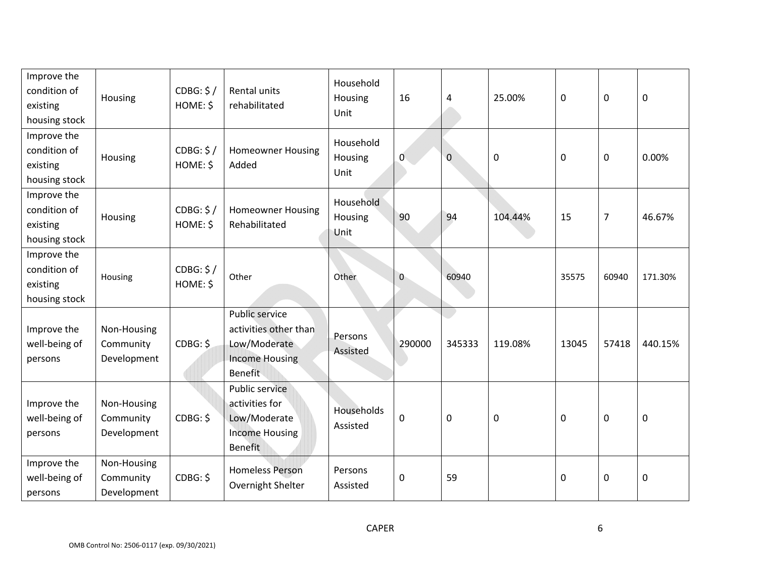| Improve the condition of existing housing stock | Housing | CDBG: $ / HOME: $ | Rental units rehabilitated | Household Housing Unit | 16 | 4 | 25.00% | 0 | 0 | 0 |
|---|---|---|---|---|---|---|---|---|---|---|
| Improve the condition of existing housing stock | Housing | CDBG: $ / HOME: $ | Homeowner Housing Added | Household Housing Unit | 0 | 0 | 0 | 0 | 0 | 0.00% |
| Improve the condition of existing housing stock | Housing | CDBG: $ / HOME: $ | Homeowner Housing Rehabilitated | Household Housing Unit | 90 | 94 | 104.44% | 15 | 7 | 46.67% |
| Improve the condition of existing housing stock | Housing | CDBG: $ / HOME: $ | Other | Other | 0 | 60940 | | 35575 | 60940 | 171.30% |
| Improve the well-being of persons | Non-Housing Community Development | CDBG: $ | Public service activities other than Low/Moderate Income Housing Benefit | Persons Assisted | 290000 | 345333 | 119.08% | 13045 | 57418 | 440.15% |
| Improve the well-being of persons | Non-Housing Community Development | CDBG: $ | Public service activities for Low/Moderate Income Housing Benefit | Households Assisted | 0 | 0 | 0 | 0 | 0 | 0 |
| Improve the well-being of persons | Non-Housing Community Development | CDBG: $ | Homeless Person Overnight Shelter | Persons Assisted | 0 | 59 | | 0 | 0 | 0 |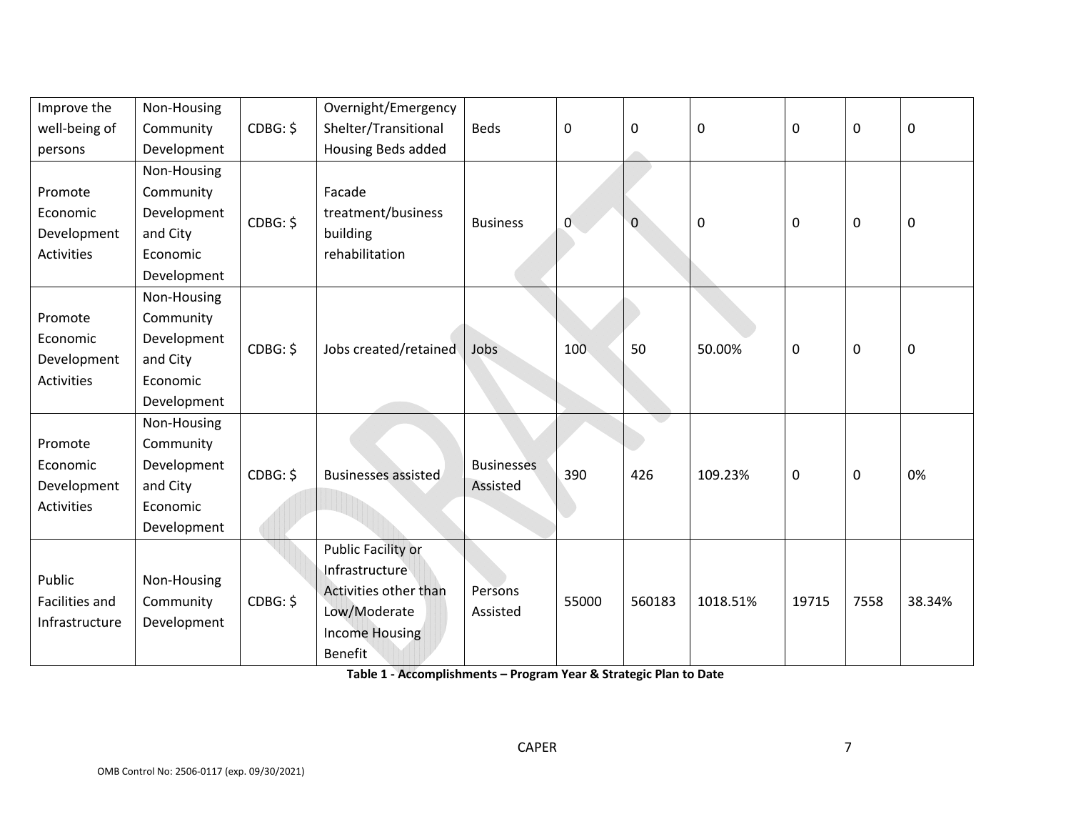| Improve the well-being of persons | Non-Housing Community Development | CDBG: $ | Overnight/Emergency Shelter/Transitional Housing Beds added | Beds | 0 | 0 | 0 | 0 | 0 | 0 |
|---|---|---|---|---|---|---|---|---|---|---|
| Promote Economic Development Activities | Non-Housing Community Development and City Economic Development | CDBG: $ | Facade treatment/business building rehabilitation | Business | 0 | 0 | 0 | 0 | 0 | 0 |
| Promote Economic Development Activities | Non-Housing Community Development and City Economic Development | CDBG: $ | Jobs created/retained | Jobs | 100 | 50 | 50.00% | 0 | 0 | 0 |
| Promote Economic Development Activities | Non-Housing Community Development and City Economic Development | CDBG: $ | Businesses assisted | Businesses Assisted | 390 | 426 | 109.23% | 0 | 0 | 0% |
| Public Facilities and Infrastructure | Non-Housing Community Development | CDBG: $ | Public Facility or Infrastructure Activities other than Low/Moderate Income Housing Benefit | Persons Assisted | 55000 | 560183 | 1018.51% | 19715 | 7558 | 38.34% |

**Table 1 - Accomplishments – Program Year & Strategic Plan to Date**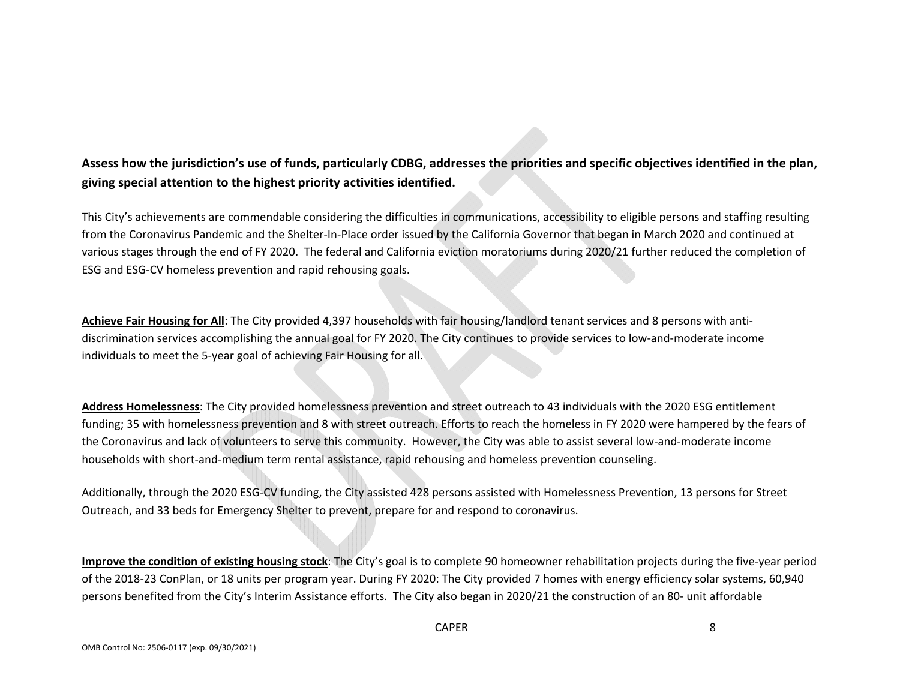**Assess how the jurisdiction's use of funds, particularly CDBG, addresses the priorities and specific objectives identified in the plan, giving special attention to the highest priority activities identified.**

This City's achievements are commendable considering the difficulties in communications, accessibility to eligible persons and staffing resulting from the Coronavirus Pandemic and the Shelter-In-Place order issued by the California Governor that began in March 2020 and continued at various stages through the end of FY 2020. The federal and California eviction moratoriums during 2020/21 further reduced the completion of ESG and ESG-CV homeless prevention and rapid rehousing goals.

**Achieve Fair Housing for All**: The City provided 4,397 households with fair housing/landlord tenant services and 8 persons with anti-discrimination services accomplishing the annual goal for FY 2020. The City continues to provide services to low-and-moderate income individuals to meet the 5-year goal of achieving Fair Housing for all.

**Address Homelessness**: The City provided homelessness prevention and street outreach to 43 individuals with the 2020 ESG entitlement funding; 35 with homelessness prevention and 8 with street outreach. Efforts to reach the homeless in FY 2020 were hampered by the fears of the Coronavirus and lack of volunteers to serve this community. However, the City was able to assist several low-and-moderate income households with short-and-medium term rental assistance, rapid rehousing and homeless prevention counseling.

Additionally, through the 2020 ESG-CV funding, the City assisted 428 persons assisted with Homelessness Prevention, 13 persons for Street Outreach, and 33 beds for Emergency Shelter to prevent, prepare for and respond to coronavirus.

**Improve the condition of existing housing stock**: The City's goal is to complete 90 homeowner rehabilitation projects during the five-year period of the 2018-23 ConPlan, or 18 units per program year. During FY 2020: The City provided 7 homes with energy efficiency solar systems, 60,940 persons benefited from the City's Interim Assistance efforts. The City also began in 2020/21 the construction of an 80- unit affordable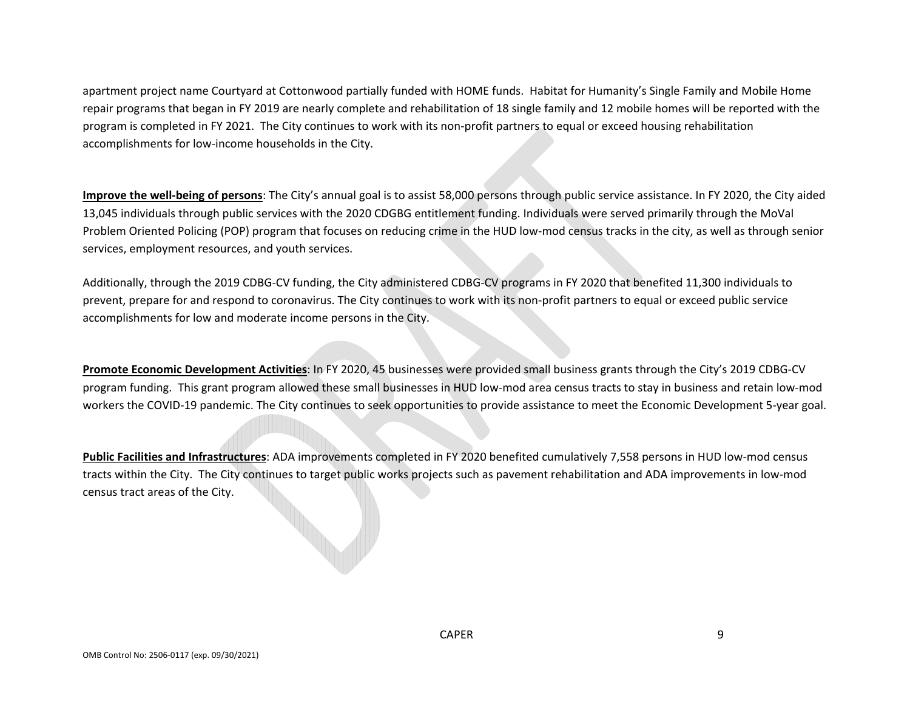apartment project name Courtyard at Cottonwood partially funded with HOME funds. Habitat for Humanity's Single Family and Mobile Home repair programs that began in FY 2019 are nearly complete and rehabilitation of 18 single family and 12 mobile homes will be reported with the program is completed in FY 2021. The City continues to work with its non-profit partners to equal or exceed housing rehabilitation accomplishments for low-income households in the City.

**Improve the well-being of persons**: The City's annual goal is to assist 58,000 persons through public service assistance. In FY 2020, the City aided 13,045 individuals through public services with the 2020 CDGBG entitlement funding. Individuals were served primarily through the MoVal Problem Oriented Policing (POP) program that focuses on reducing crime in the HUD low-mod census tracks in the city, as well as through senior services, employment resources, and youth services.

Additionally, through the 2019 CDBG-CV funding, the City administered CDBG-CV programs in FY 2020 that benefited 11,300 individuals to prevent, prepare for and respond to coronavirus. The City continues to work with its non-profit partners to equal or exceed public service accomplishments for low and moderate income persons in the City.

**Promote Economic Development Activities**: In FY 2020, 45 businesses were provided small business grants through the City's 2019 CDBG-CV program funding. This grant program allowed these small businesses in HUD low-mod area census tracts to stay in business and retain low-mod workers the COVID-19 pandemic. The City continues to seek opportunities to provide assistance to meet the Economic Development 5-year goal.

**Public Facilities and Infrastructures**: ADA improvements completed in FY 2020 benefited cumulatively 7,558 persons in HUD low-mod census tracts within the City. The City continues to target public works projects such as pavement rehabilitation and ADA improvements in low-mod census tract areas of the City.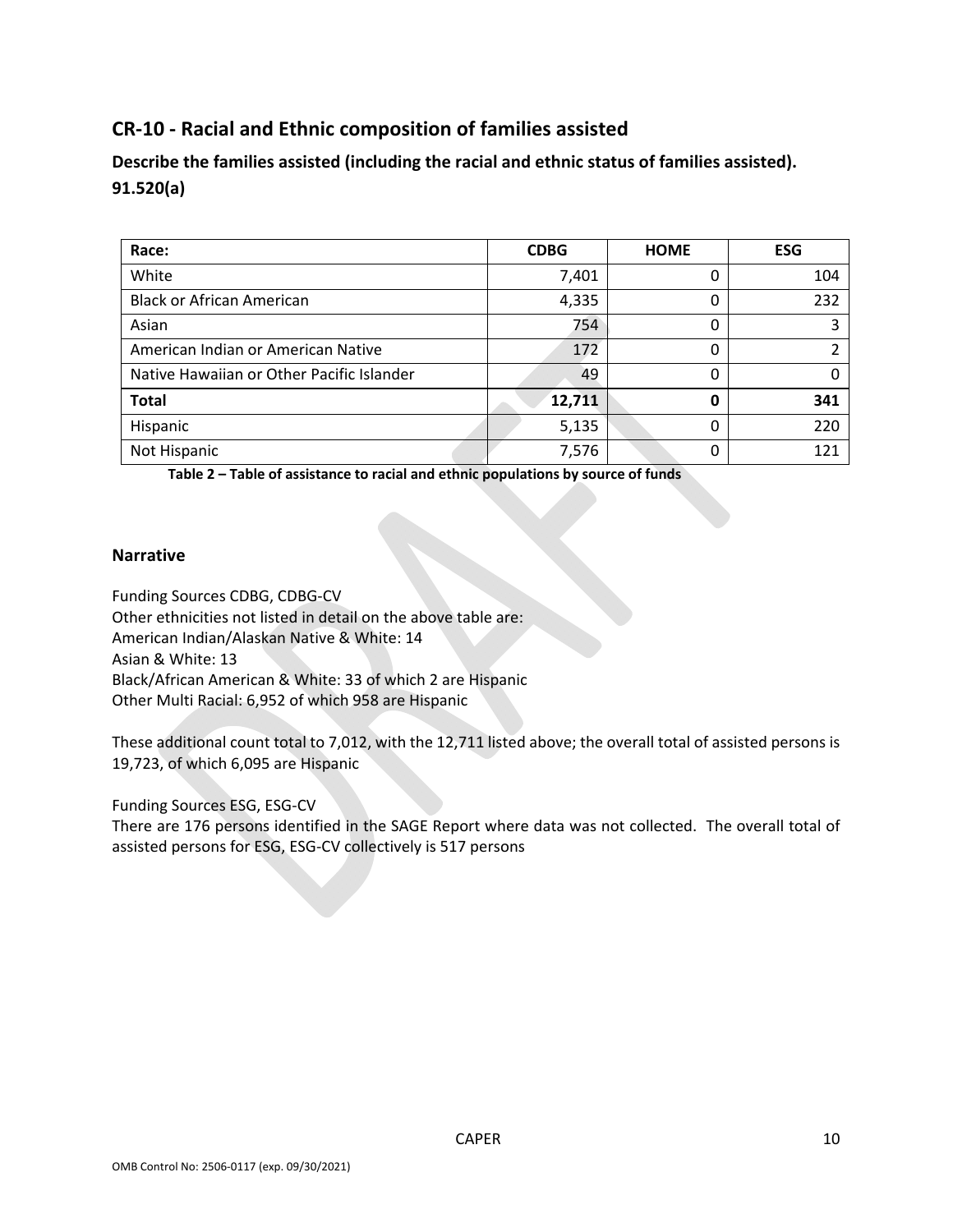## CR-10 - Racial and Ethnic composition of families assisted

### Describe the families assisted (including the racial and ethnic status of families assisted). 91.520(a)

| Race: | CDBG | HOME | ESG |
|---|---|---|---|
| White | 7,401 | 0 | 104 |
| Black or African American | 4,335 | 0 | 232 |
| Asian | 754 | 0 | 3 |
| American Indian or American Native | 172 | 0 | 2 |
| Native Hawaiian or Other Pacific Islander | 49 | 0 | 0 |
| **Total** | **12,711** | **0** | **341** |
| Hispanic | 5,135 | 0 | 220 |
| Not Hispanic | 7,576 | 0 | 121 |

**Table 2 – Table of assistance to racial and ethnic populations by source of funds**

### Narrative

Funding Sources CDBG, CDBG-CV
Other ethnicities not listed in detail on the above table are:
American Indian/Alaskan Native & White: 14
Asian & White: 13
Black/African American & White: 33 of which 2 are Hispanic
Other Multi Racial: 6,952 of which 958 are Hispanic

These additional count total to 7,012, with the 12,711 listed above; the overall total of assisted persons is 19,723, of which 6,095 are Hispanic

Funding Sources ESG, ESG-CV
There are 176 persons identified in the SAGE Report where data was not collected. The overall total of assisted persons for ESG, ESG-CV collectively is 517 persons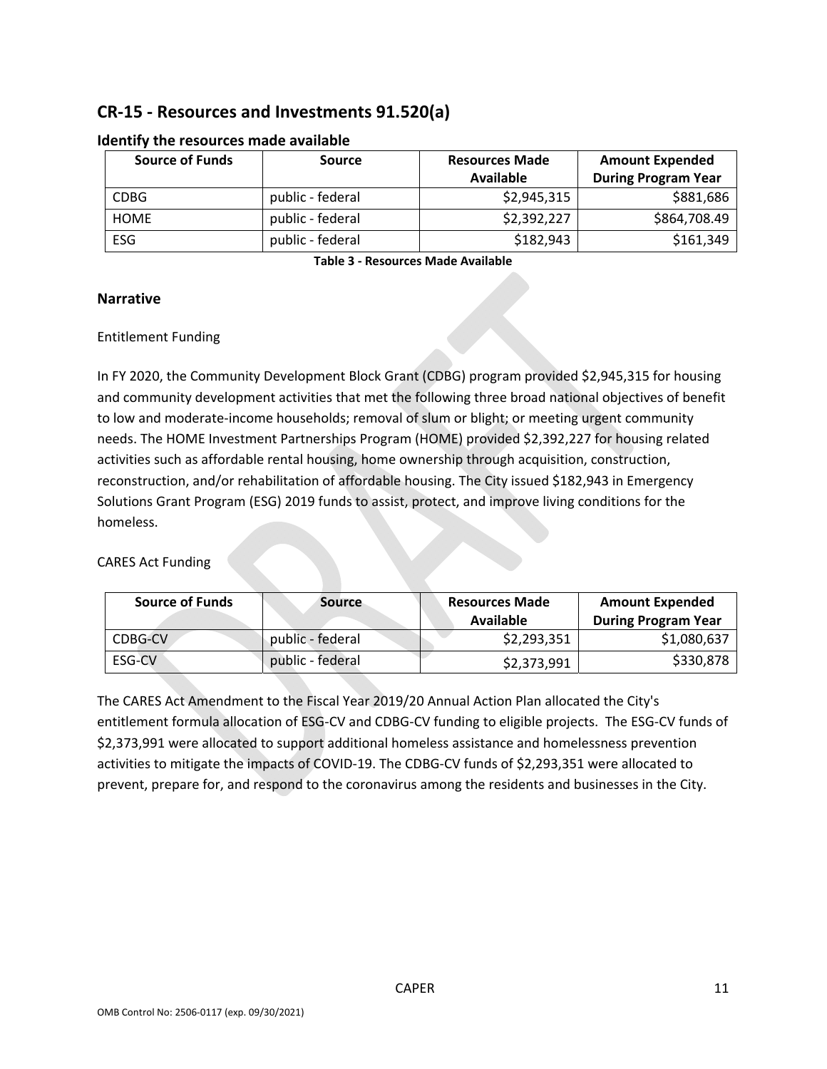## CR-15 - Resources and Investments 91.520(a)

### Identify the resources made available

| Source of Funds | Source | Resources Made Available | Amount Expended During Program Year |
|---|---|---|---|
| CDBG | public - federal | $2,945,315 | $881,686 |
| HOME | public - federal | $2,392,227 | $864,708.49 |
| ESG | public - federal | $182,943 | $161,349 |

**Table 3 - Resources Made Available**

### Narrative

Entitlement Funding

In FY 2020, the Community Development Block Grant (CDBG) program provided $2,945,315 for housing and community development activities that met the following three broad national objectives of benefit to low and moderate-income households; removal of slum or blight; or meeting urgent community needs. The HOME Investment Partnerships Program (HOME) provided $2,392,227 for housing related activities such as affordable rental housing, home ownership through acquisition, construction, reconstruction, and/or rehabilitation of affordable housing. The City issued $182,943 in Emergency Solutions Grant Program (ESG) 2019 funds to assist, protect, and improve living conditions for the homeless.

CARES Act Funding

| Source of Funds | Source | Resources Made Available | Amount Expended During Program Year |
|---|---|---|---|
| CDBG-CV | public - federal | $2,293,351 | $1,080,637 |
| ESG-CV | public - federal | $2,373,991 | $330,878 |

The CARES Act Amendment to the Fiscal Year 2019/20 Annual Action Plan allocated the City's entitlement formula allocation of ESG-CV and CDBG-CV funding to eligible projects. The ESG-CV funds of $2,373,991 were allocated to support additional homeless assistance and homelessness prevention activities to mitigate the impacts of COVID-19. The CDBG-CV funds of $2,293,351 were allocated to prevent, prepare for, and respond to the coronavirus among the residents and businesses in the City.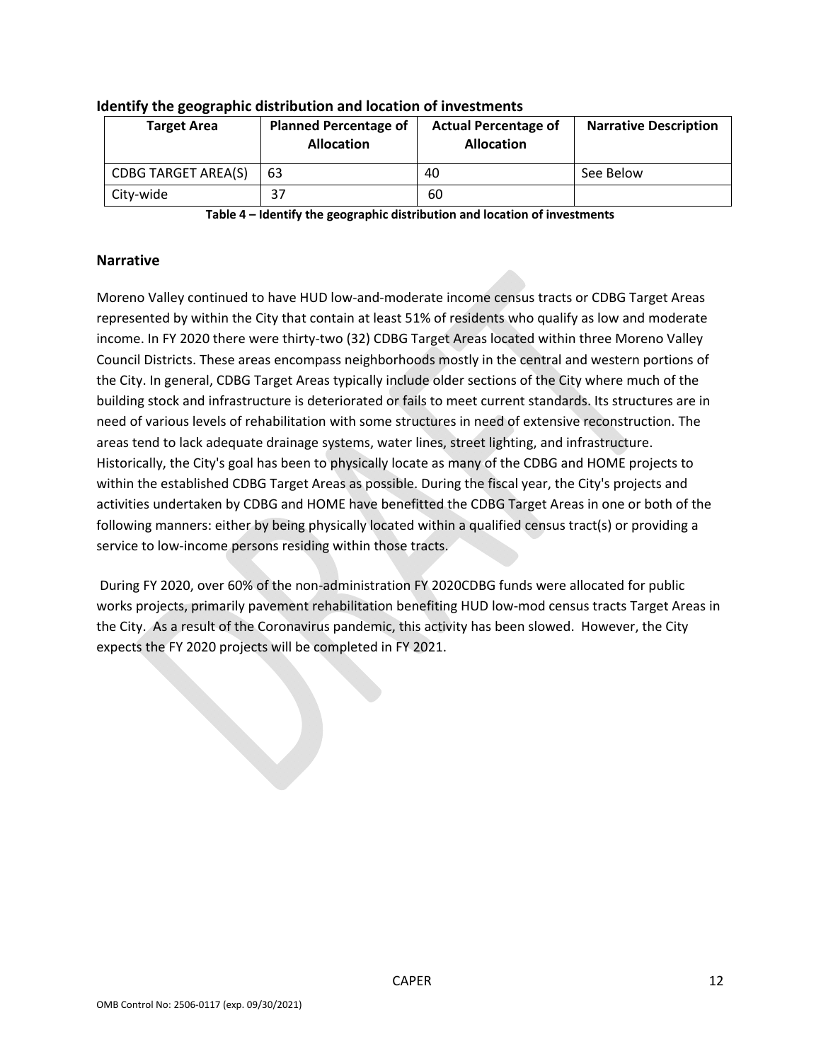## Identify the geographic distribution and location of investments

| Target Area | Planned Percentage of Allocation | Actual Percentage of Allocation | Narrative Description |
|---|---|---|---|
| CDBG TARGET AREA(S) | 63 | 40 | See Below |
| City-wide | 37 | 60 | |

**Table 4 – Identify the geographic distribution and location of investments**

## Narrative

Moreno Valley continued to have HUD low-and-moderate income census tracts or CDBG Target Areas represented by within the City that contain at least 51% of residents who qualify as low and moderate income. In FY 2020 there were thirty-two (32) CDBG Target Areas located within three Moreno Valley Council Districts. These areas encompass neighborhoods mostly in the central and western portions of the City. In general, CDBG Target Areas typically include older sections of the City where much of the building stock and infrastructure is deteriorated or fails to meet current standards. Its structures are in need of various levels of rehabilitation with some structures in need of extensive reconstruction. The areas tend to lack adequate drainage systems, water lines, street lighting, and infrastructure. Historically, the City's goal has been to physically locate as many of the CDBG and HOME projects to within the established CDBG Target Areas as possible. During the fiscal year, the City's projects and activities undertaken by CDBG and HOME have benefitted the CDBG Target Areas in one or both of the following manners: either by being physically located within a qualified census tract(s) or providing a service to low-income persons residing within those tracts.

During FY 2020, over 60% of the non-administration FY 2020CDBG funds were allocated for public works projects, primarily pavement rehabilitation benefiting HUD low-mod census tracts Target Areas in the City. As a result of the Coronavirus pandemic, this activity has been slowed. However, the City expects the FY 2020 projects will be completed in FY 2021.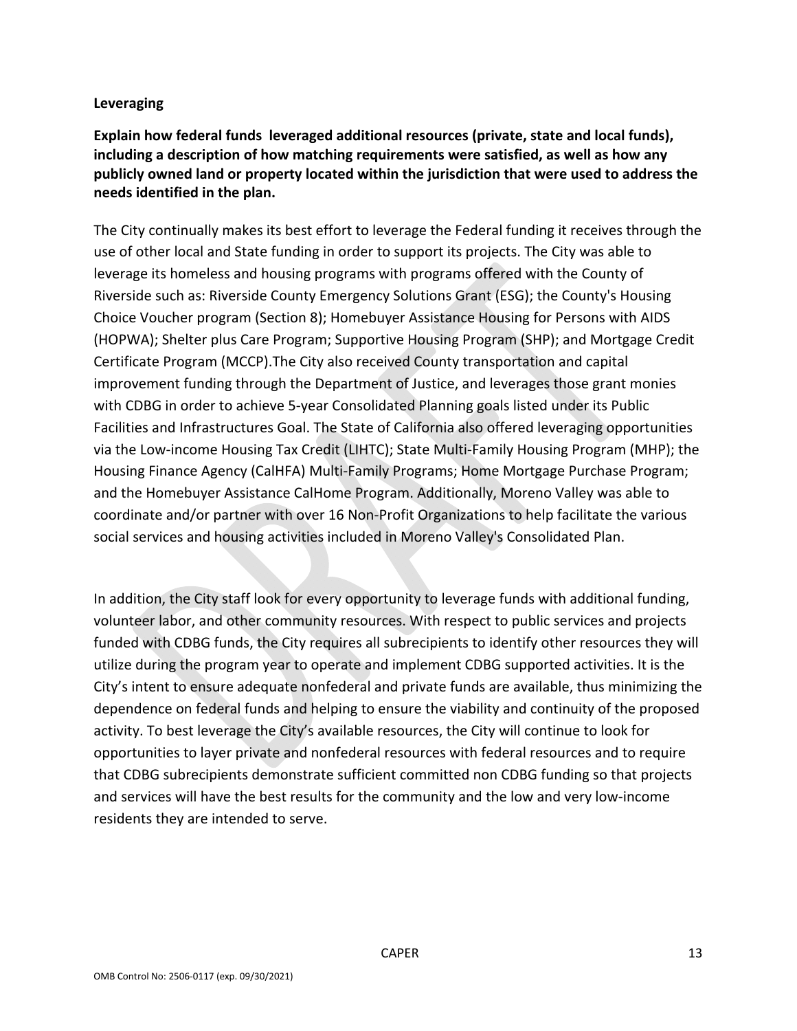**Leveraging**

**Explain how federal funds  leveraged additional resources (private, state and local funds), including a description of how matching requirements were satisfied, as well as how any publicly owned land or property located within the jurisdiction that were used to address the needs identified in the plan.**

The City continually makes its best effort to leverage the Federal funding it receives through the use of other local and State funding in order to support its projects. The City was able to leverage its homeless and housing programs with programs offered with the County of Riverside such as: Riverside County Emergency Solutions Grant (ESG); the County's Housing Choice Voucher program (Section 8); Homebuyer Assistance Housing for Persons with AIDS (HOPWA); Shelter plus Care Program; Supportive Housing Program (SHP); and Mortgage Credit Certificate Program (MCCP).The City also received County transportation and capital improvement funding through the Department of Justice, and leverages those grant monies with CDBG in order to achieve 5-year Consolidated Planning goals listed under its Public Facilities and Infrastructures Goal. The State of California also offered leveraging opportunities via the Low-income Housing Tax Credit (LIHTC); State Multi-Family Housing Program (MHP); the Housing Finance Agency (CalHFA) Multi-Family Programs; Home Mortgage Purchase Program; and the Homebuyer Assistance CalHome Program. Additionally, Moreno Valley was able to coordinate and/or partner with over 16 Non-Profit Organizations to help facilitate the various social services and housing activities included in Moreno Valley's Consolidated Plan.

In addition, the City staff look for every opportunity to leverage funds with additional funding, volunteer labor, and other community resources. With respect to public services and projects funded with CDBG funds, the City requires all subrecipients to identify other resources they will utilize during the program year to operate and implement CDBG supported activities. It is the City's intent to ensure adequate nonfederal and private funds are available, thus minimizing the dependence on federal funds and helping to ensure the viability and continuity of the proposed activity. To best leverage the City's available resources, the City will continue to look for opportunities to layer private and nonfederal resources with federal resources and to require that CDBG subrecipients demonstrate sufficient committed non CDBG funding so that projects and services will have the best results for the community and the low and very low-income residents they are intended to serve.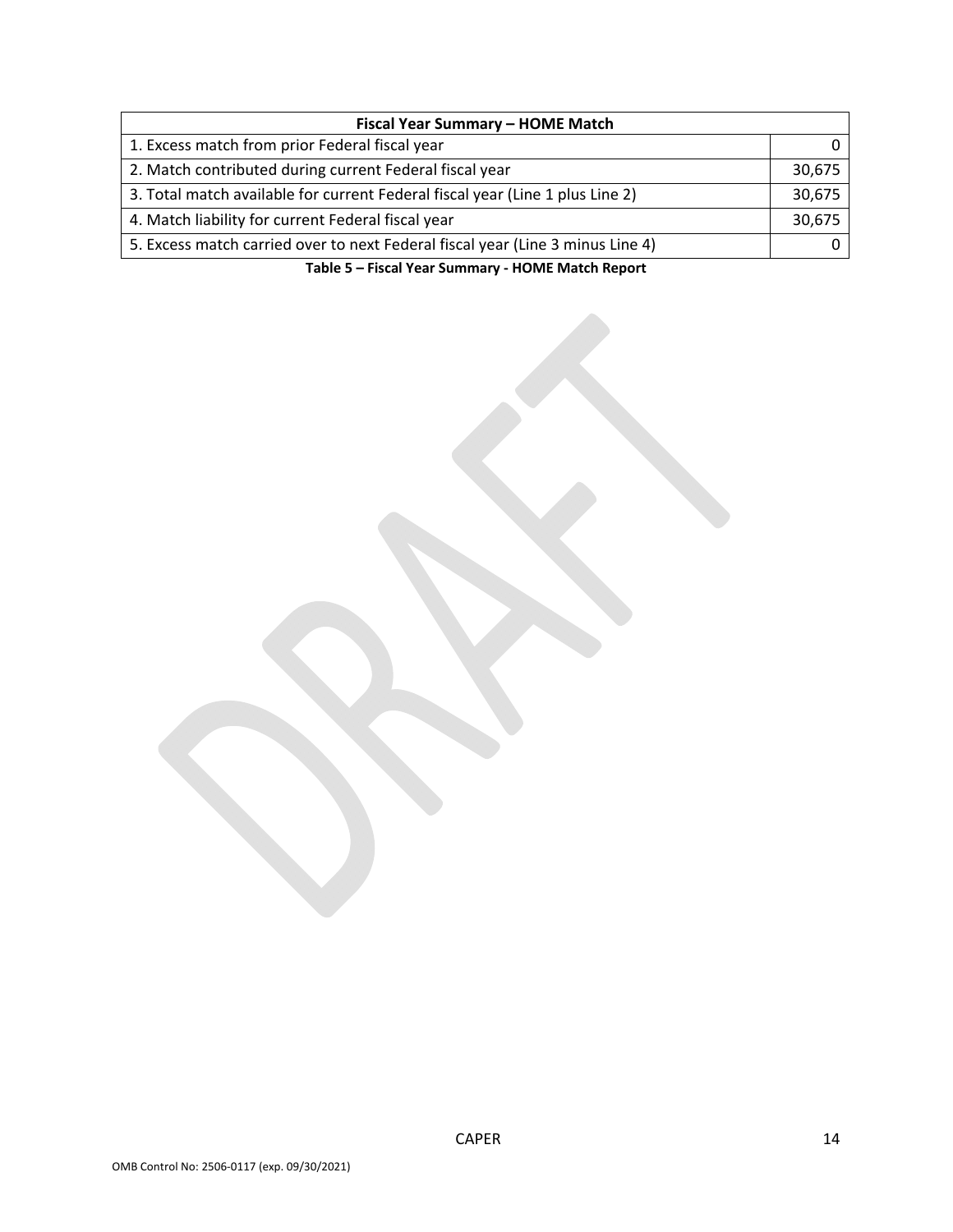| Fiscal Year Summary – HOME Match | |
|---|---|
| 1. Excess match from prior Federal fiscal year | 0 |
| 2. Match contributed during current Federal fiscal year | 30,675 |
| 3. Total match available for current Federal fiscal year (Line 1 plus Line 2) | 30,675 |
| 4. Match liability for current Federal fiscal year | 30,675 |
| 5. Excess match carried over to next Federal fiscal year (Line 3 minus Line 4) | 0 |

**Table 5 – Fiscal Year Summary - HOME Match Report**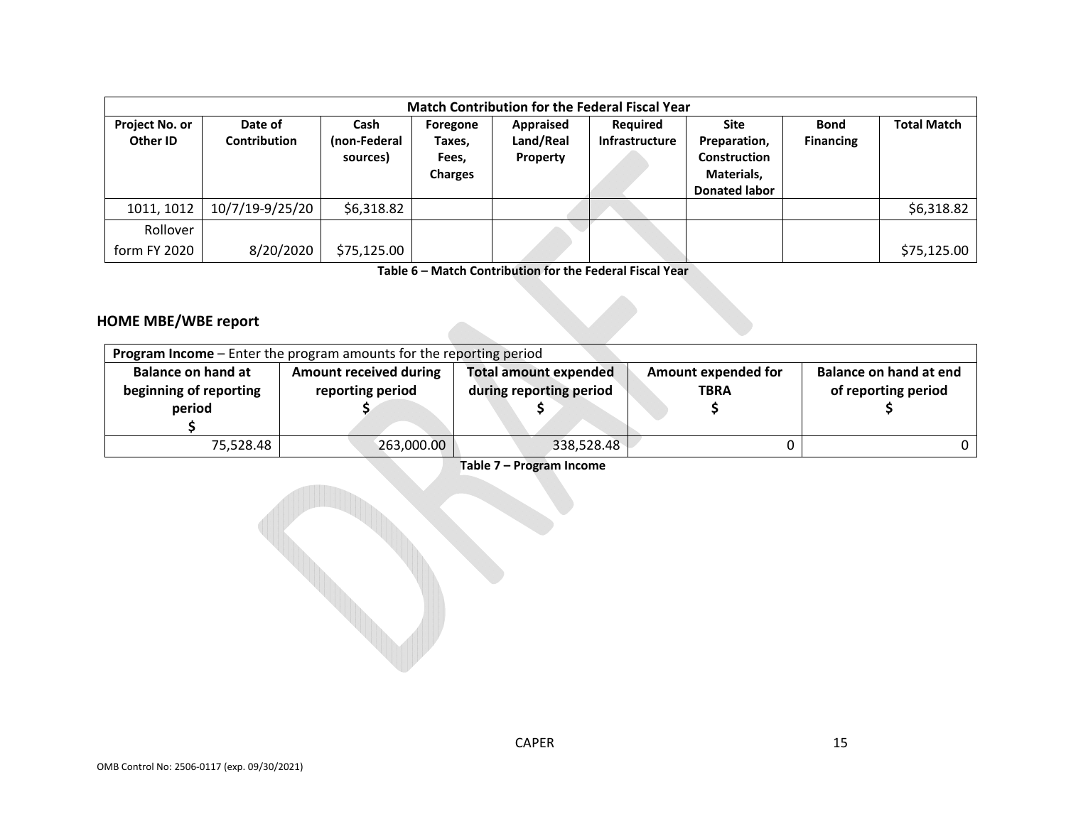| Match Contribution for the Federal Fiscal Year | | | | | | | | |
|---|---|---|---|---|---|---|---|---|
| Project No. or Other ID | Date of Contribution | Cash (non-Federal sources) | Foregone Taxes, Fees, Charges | Appraised Land/Real Property | Required Infrastructure | Site Preparation, Construction Materials, Donated labor | Bond Financing | Total Match |
| 1011, 1012 | 10/7/19-9/25/20 | $6,318.82 | | | | | | $6,318.82 |
| Rollover form FY 2020 | 8/20/2020 | $75,125.00 | | | | | | $75,125.00 |

**Table 6 – Match Contribution for the Federal Fiscal Year**

## HOME MBE/WBE report

| **Program Income** – Enter the program amounts for the reporting period | | | | |
|---|---|---|---|---|
| Balance on hand at beginning of reporting period $ | Amount received during reporting period $ | Total amount expended during reporting period $ | Amount expended for TBRA $ | Balance on hand at end of reporting period $ |
| 75,528.48 | 263,000.00 | 338,528.48 | 0 | 0 |

**Table 7 – Program Income**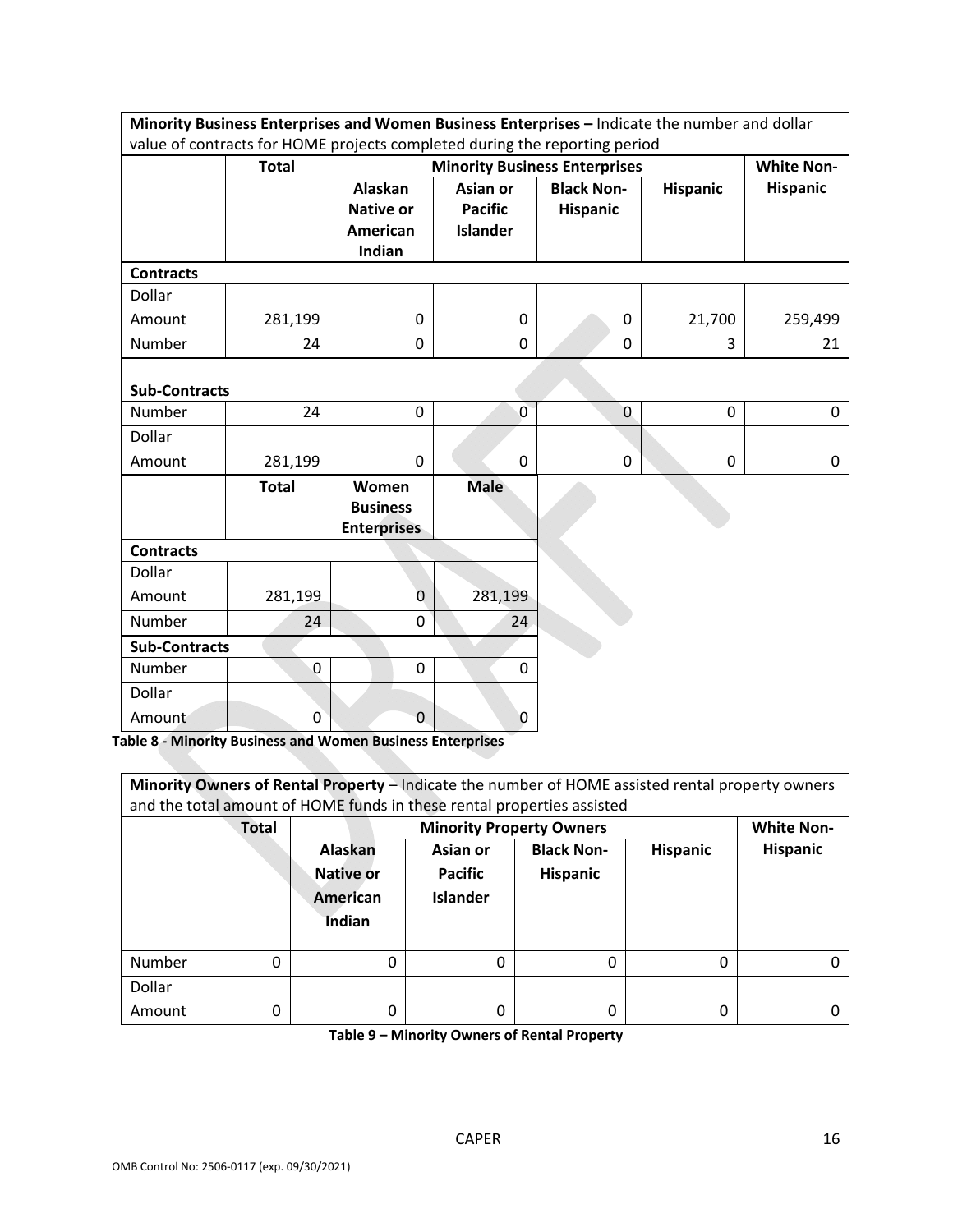| **Minority Business Enterprises and Women Business Enterprises –** Indicate the number and dollar value of contracts for HOME projects completed during the reporting period | | | | | | |
|---|---|---|---|---|---|---|
| | **Total** | **Minority Business Enterprises** | | | | **White Non-Hispanic** |
| | | **Alaskan Native or American Indian** | **Asian or Pacific Islander** | **Black Non-Hispanic** | **Hispanic** | |
| **Contracts** | | | | | | |
| Dollar Amount | 281,199 | 0 | 0 | 0 | 21,700 | 259,499 |
| Number | 24 | 0 | 0 | 0 | 3 | 21 |
| **Sub-Contracts** | | | | | | |
| Number | 24 | 0 | 0 | 0 | 0 | 0 |
| Dollar Amount | 281,199 | 0 | 0 | 0 | 0 | 0 |

| | **Total** | **Women Business Enterprises** | **Male** |
|---|---|---|---|
| **Contracts** | | | |
| Dollar Amount | 281,199 | 0 | 281,199 |
| Number | 24 | 0 | 24 |
| **Sub-Contracts** | | | |
| Number | 0 | 0 | 0 |
| Dollar Amount | 0 | 0 | 0 |

**Table 8 - Minority Business and Women Business Enterprises**

| **Minority Owners of Rental Property** – Indicate the number of HOME assisted rental property owners and the total amount of HOME funds in these rental properties assisted | | | | | | |
|---|---|---|---|---|---|---|
| | **Total** | **Minority Property Owners** | | | | **White Non-Hispanic** |
| | | **Alaskan Native or American Indian** | **Asian or Pacific Islander** | **Black Non-Hispanic** | **Hispanic** | |
| Number | 0 | 0 | 0 | 0 | 0 | 0 |
| Dollar Amount | 0 | 0 | 0 | 0 | 0 | 0 |

**Table 9 – Minority Owners of Rental Property**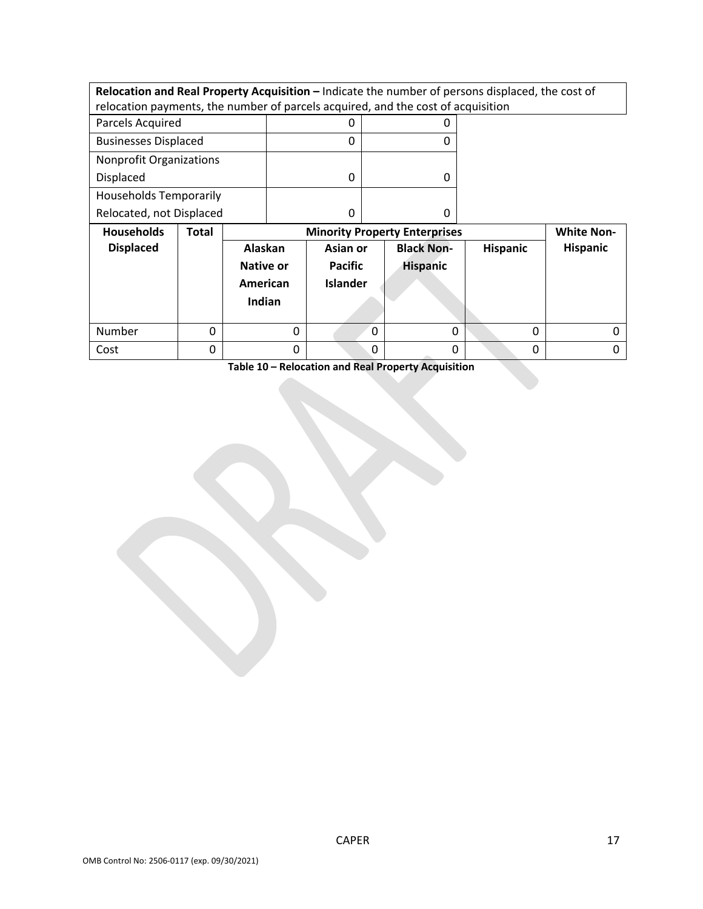**Relocation and Real Property Acquisition –** Indicate the number of persons displaced, the cost of relocation payments, the number of parcels acquired, and the cost of acquisition

| | | |
|---|---|---|
| Parcels Acquired | 0 | 0 |
| Businesses Displaced | 0 | 0 |
| Nonprofit Organizations Displaced | 0 | 0 |
| Households Temporarily Relocated, not Displaced | 0 | 0 |

| Households Displaced | Total | Minority Property Enterprises | | | | White Non-Hispanic |
|---|---|---|---|---|---|---|
| | | Alaskan Native or American Indian | Asian or Pacific Islander | Black Non-Hispanic | Hispanic | |
| Number | 0 | 0 | 0 | 0 | 0 | 0 |
| Cost | 0 | 0 | 0 | 0 | 0 | 0 |

**Table 10 – Relocation and Real Property Acquisition**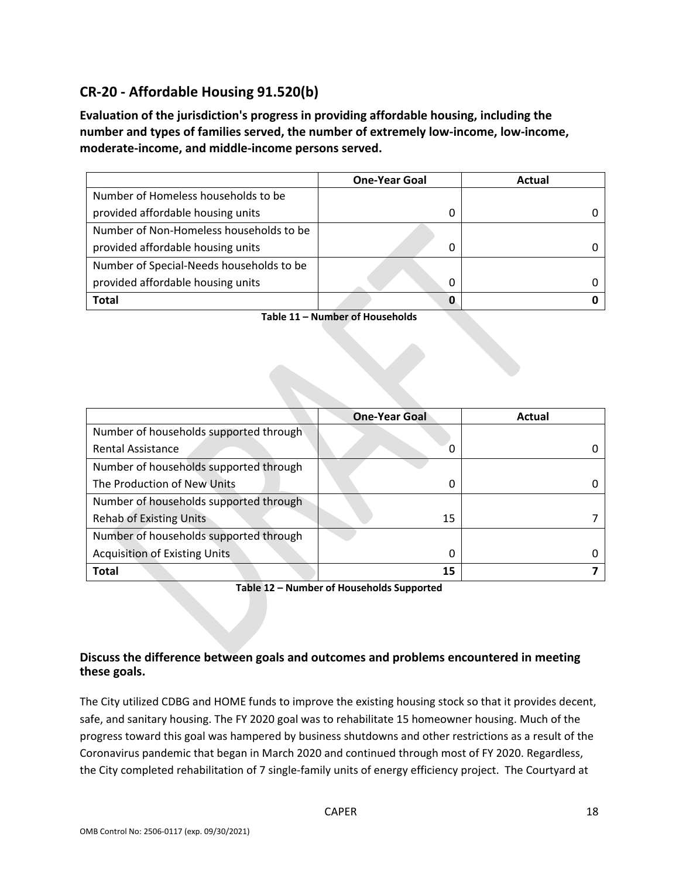## CR-20 - Affordable Housing 91.520(b)

**Evaluation of the jurisdiction's progress in providing affordable housing, including the number and types of families served, the number of extremely low-income, low-income, moderate-income, and middle-income persons served.**

| | One-Year Goal | Actual |
|---|---|---|
| Number of Homeless households to be provided affordable housing units | 0 | 0 |
| Number of Non-Homeless households to be provided affordable housing units | 0 | 0 |
| Number of Special-Needs households to be provided affordable housing units | 0 | 0 |
| **Total** | **0** | **0** |

**Table 11 – Number of Households**

| | One-Year Goal | Actual |
|---|---|---|
| Number of households supported through Rental Assistance | 0 | 0 |
| Number of households supported through The Production of New Units | 0 | 0 |
| Number of households supported through Rehab of Existing Units | 15 | 7 |
| Number of households supported through Acquisition of Existing Units | 0 | 0 |
| **Total** | **15** | **7** |

**Table 12 – Number of Households Supported**

### Discuss the difference between goals and outcomes and problems encountered in meeting these goals.

The City utilized CDBG and HOME funds to improve the existing housing stock so that it provides decent, safe, and sanitary housing. The FY 2020 goal was to rehabilitate 15 homeowner housing. Much of the progress toward this goal was hampered by business shutdowns and other restrictions as a result of the Coronavirus pandemic that began in March 2020 and continued through most of FY 2020. Regardless, the City completed rehabilitation of 7 single-family units of energy efficiency project. The Courtyard at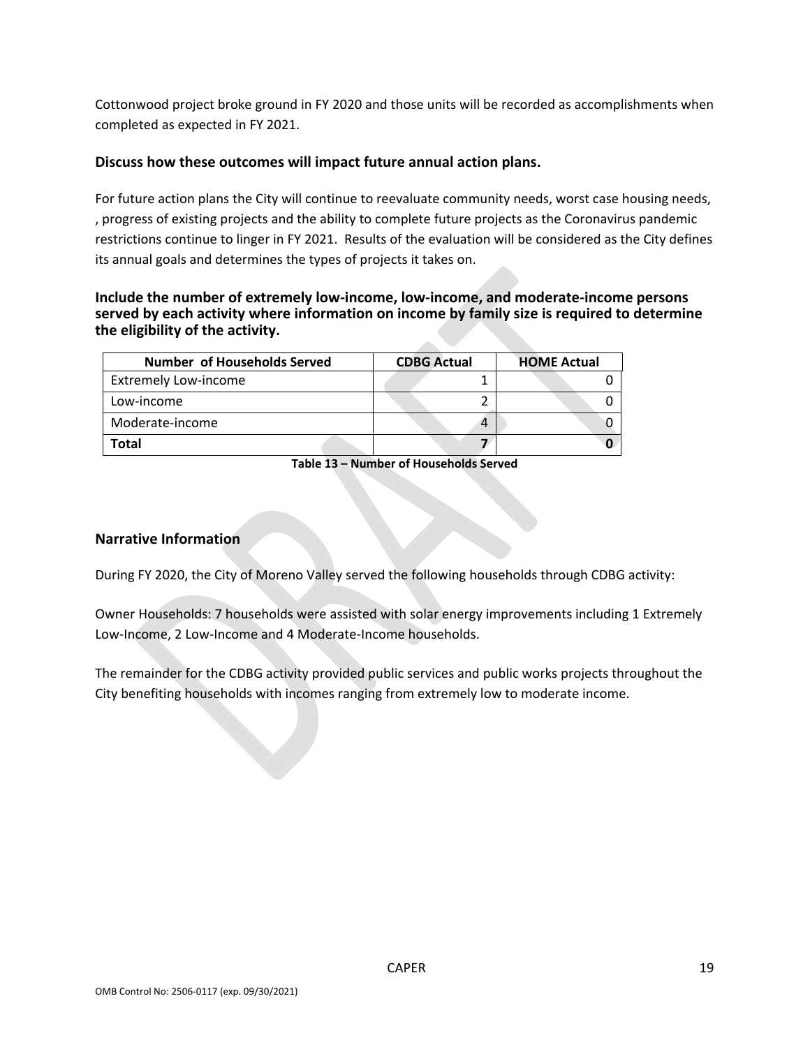Cottonwood project broke ground in FY 2020 and those units will be recorded as accomplishments when completed as expected in FY 2021.

### Discuss how these outcomes will impact future annual action plans.

For future action plans the City will continue to reevaluate community needs, worst case housing needs, , progress of existing projects and the ability to complete future projects as the Coronavirus pandemic restrictions continue to linger in FY 2021. Results of the evaluation will be considered as the City defines its annual goals and determines the types of projects it takes on.

### Include the number of extremely low-income, low-income, and moderate-income persons served by each activity where information on income by family size is required to determine the eligibility of the activity.

| Number of Households Served | CDBG Actual | HOME Actual |
|---|---|---|
| Extremely Low-income | 1 | 0 |
| Low-income | 2 | 0 |
| Moderate-income | 4 | 0 |
| **Total** | **7** | **0** |

**Table 13 – Number of Households Served**

### Narrative Information

During FY 2020, the City of Moreno Valley served the following households through CDBG activity:

Owner Households: 7 households were assisted with solar energy improvements including 1 Extremely Low-Income, 2 Low-Income and 4 Moderate-Income households.

The remainder for the CDBG activity provided public services and public works projects throughout the City benefiting households with incomes ranging from extremely low to moderate income.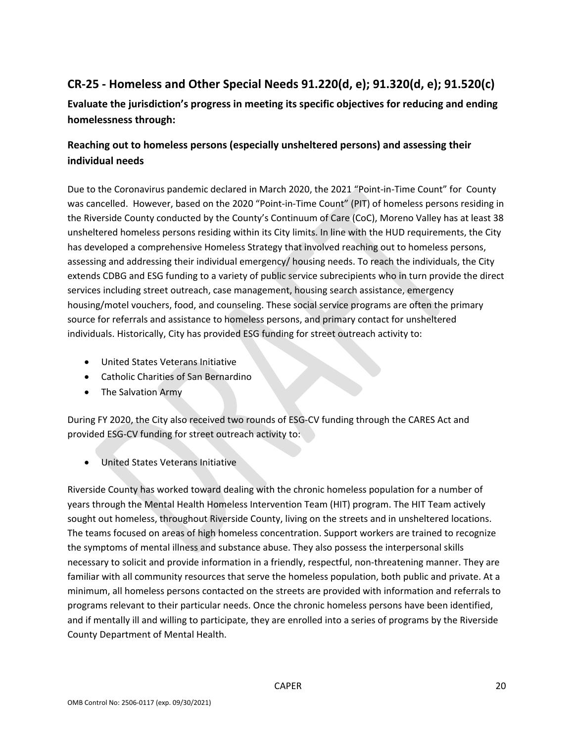## CR-25 - Homeless and Other Special Needs 91.220(d, e); 91.320(d, e); 91.520(c)

### Evaluate the jurisdiction's progress in meeting its specific objectives for reducing and ending homelessness through:

### Reaching out to homeless persons (especially unsheltered persons) and assessing their individual needs

Due to the Coronavirus pandemic declared in March 2020, the 2021 "Point-in-Time Count" for County was cancelled. However, based on the 2020 "Point-in-Time Count" (PIT) of homeless persons residing in the Riverside County conducted by the County's Continuum of Care (CoC), Moreno Valley has at least 38 unsheltered homeless persons residing within its City limits. In line with the HUD requirements, the City has developed a comprehensive Homeless Strategy that involved reaching out to homeless persons, assessing and addressing their individual emergency/ housing needs. To reach the individuals, the City extends CDBG and ESG funding to a variety of public service subrecipients who in turn provide the direct services including street outreach, case management, housing search assistance, emergency housing/motel vouchers, food, and counseling. These social service programs are often the primary source for referrals and assistance to homeless persons, and primary contact for unsheltered individuals. Historically, City has provided ESG funding for street outreach activity to:

- United States Veterans Initiative
- Catholic Charities of San Bernardino
- The Salvation Army

During FY 2020, the City also received two rounds of ESG-CV funding through the CARES Act and provided ESG-CV funding for street outreach activity to:

- United States Veterans Initiative

Riverside County has worked toward dealing with the chronic homeless population for a number of years through the Mental Health Homeless Intervention Team (HIT) program. The HIT Team actively sought out homeless, throughout Riverside County, living on the streets and in unsheltered locations. The teams focused on areas of high homeless concentration. Support workers are trained to recognize the symptoms of mental illness and substance abuse. They also possess the interpersonal skills necessary to solicit and provide information in a friendly, respectful, non-threatening manner. They are familiar with all community resources that serve the homeless population, both public and private. At a minimum, all homeless persons contacted on the streets are provided with information and referrals to programs relevant to their particular needs. Once the chronic homeless persons have been identified, and if mentally ill and willing to participate, they are enrolled into a series of programs by the Riverside County Department of Mental Health.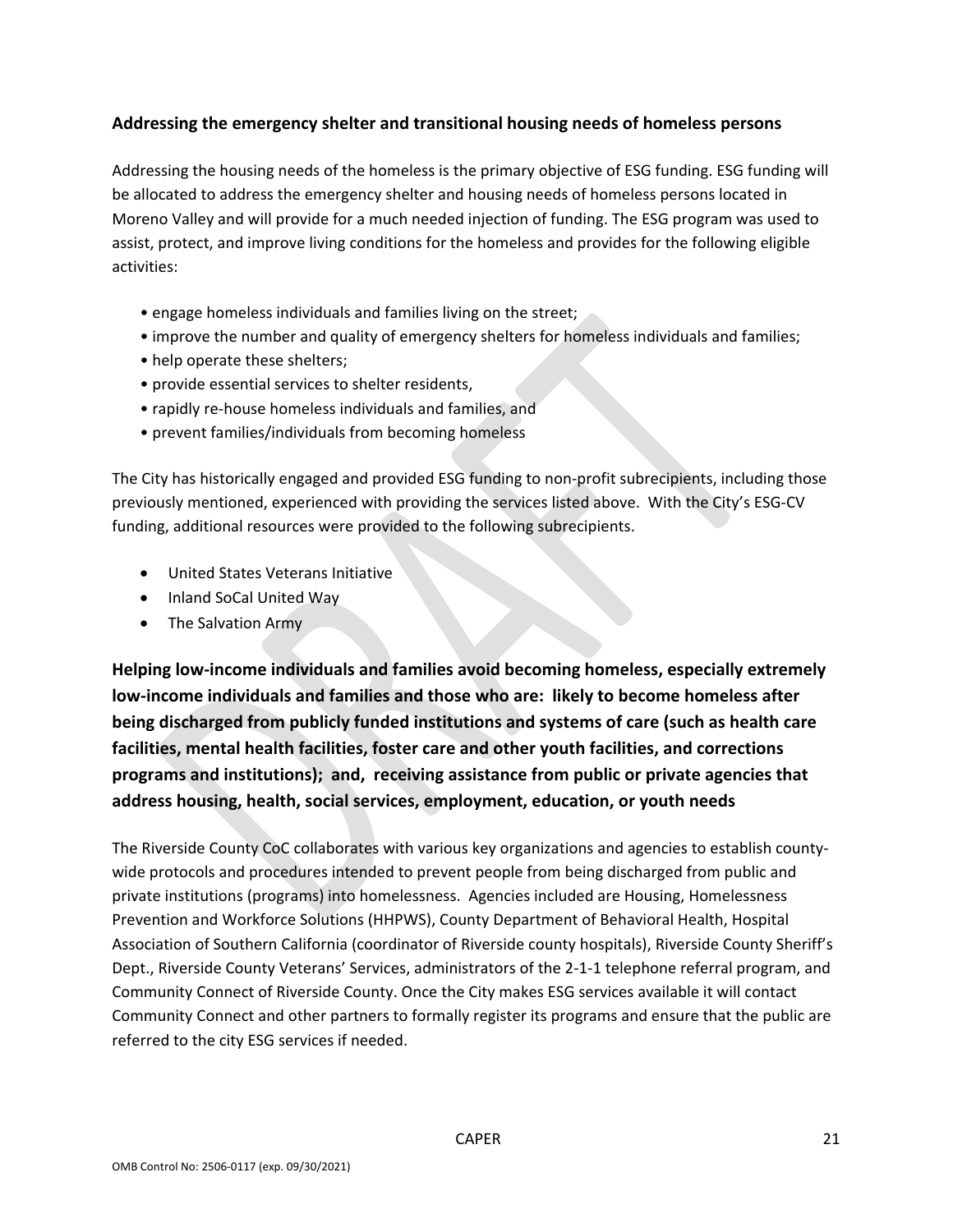**Addressing the emergency shelter and transitional housing needs of homeless persons**

Addressing the housing needs of the homeless is the primary objective of ESG funding. ESG funding will be allocated to address the emergency shelter and housing needs of homeless persons located in Moreno Valley and will provide for a much needed injection of funding. The ESG program was used to assist, protect, and improve living conditions for the homeless and provides for the following eligible activities:

- engage homeless individuals and families living on the street;
- improve the number and quality of emergency shelters for homeless individuals and families;
- help operate these shelters;
- provide essential services to shelter residents,
- rapidly re-house homeless individuals and families, and
- prevent families/individuals from becoming homeless

The City has historically engaged and provided ESG funding to non-profit subrecipients, including those previously mentioned, experienced with providing the services listed above. With the City's ESG-CV funding, additional resources were provided to the following subrecipients.

- United States Veterans Initiative
- Inland SoCal United Way
- The Salvation Army

**Helping low-income individuals and families avoid becoming homeless, especially extremely low-income individuals and families and those who are: likely to become homeless after being discharged from publicly funded institutions and systems of care (such as health care facilities, mental health facilities, foster care and other youth facilities, and corrections programs and institutions); and, receiving assistance from public or private agencies that address housing, health, social services, employment, education, or youth needs**

The Riverside County CoC collaborates with various key organizations and agencies to establish county-wide protocols and procedures intended to prevent people from being discharged from public and private institutions (programs) into homelessness. Agencies included are Housing, Homelessness Prevention and Workforce Solutions (HHPWS), County Department of Behavioral Health, Hospital Association of Southern California (coordinator of Riverside county hospitals), Riverside County Sheriff's Dept., Riverside County Veterans' Services, administrators of the 2-1-1 telephone referral program, and Community Connect of Riverside County. Once the City makes ESG services available it will contact Community Connect and other partners to formally register its programs and ensure that the public are referred to the city ESG services if needed.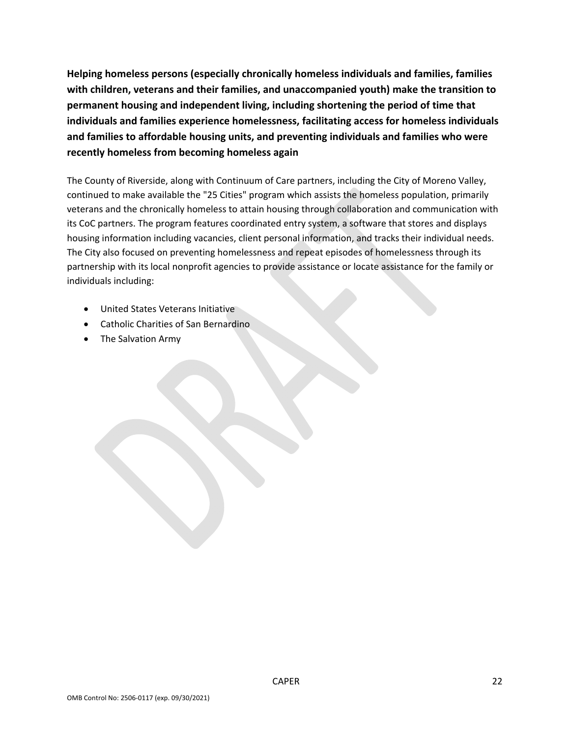**Helping homeless persons (especially chronically homeless individuals and families, families with children, veterans and their families, and unaccompanied youth) make the transition to permanent housing and independent living, including shortening the period of time that individuals and families experience homelessness, facilitating access for homeless individuals and families to affordable housing units, and preventing individuals and families who were recently homeless from becoming homeless again**

The County of Riverside, along with Continuum of Care partners, including the City of Moreno Valley, continued to make available the "25 Cities" program which assists the homeless population, primarily veterans and the chronically homeless to attain housing through collaboration and communication with its CoC partners. The program features coordinated entry system, a software that stores and displays housing information including vacancies, client personal information, and tracks their individual needs. The City also focused on preventing homelessness and repeat episodes of homelessness through its partnership with its local nonprofit agencies to provide assistance or locate assistance for the family or individuals including:

- United States Veterans Initiative
- Catholic Charities of San Bernardino
- The Salvation Army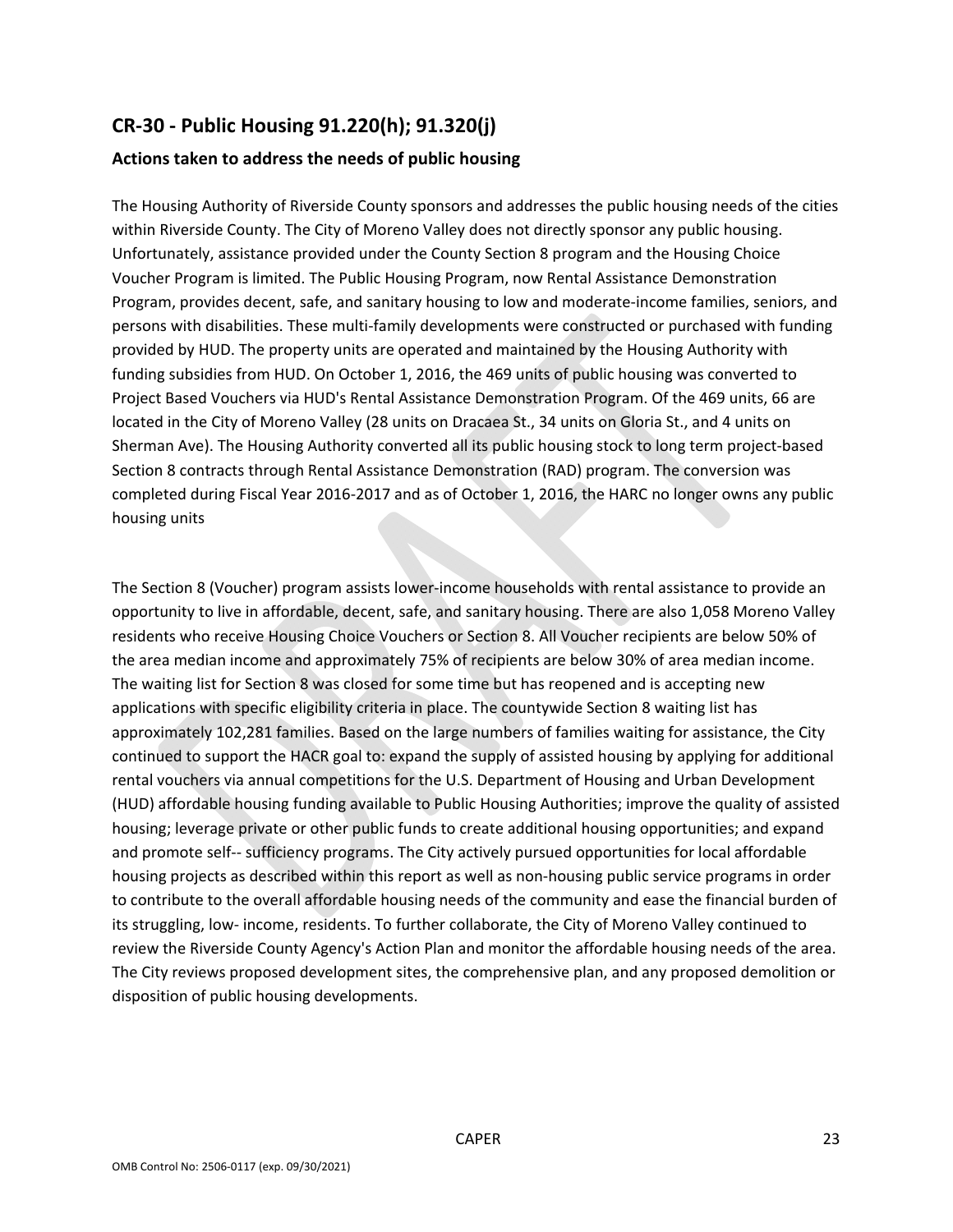## CR-30 - Public Housing 91.220(h); 91.320(j)

### Actions taken to address the needs of public housing

The Housing Authority of Riverside County sponsors and addresses the public housing needs of the cities within Riverside County. The City of Moreno Valley does not directly sponsor any public housing. Unfortunately, assistance provided under the County Section 8 program and the Housing Choice Voucher Program is limited. The Public Housing Program, now Rental Assistance Demonstration Program, provides decent, safe, and sanitary housing to low and moderate-income families, seniors, and persons with disabilities. These multi-family developments were constructed or purchased with funding provided by HUD. The property units are operated and maintained by the Housing Authority with funding subsidies from HUD. On October 1, 2016, the 469 units of public housing was converted to Project Based Vouchers via HUD's Rental Assistance Demonstration Program. Of the 469 units, 66 are located in the City of Moreno Valley (28 units on Dracaea St., 34 units on Gloria St., and 4 units on Sherman Ave). The Housing Authority converted all its public housing stock to long term project-based Section 8 contracts through Rental Assistance Demonstration (RAD) program. The conversion was completed during Fiscal Year 2016-2017 and as of October 1, 2016, the HARC no longer owns any public housing units

The Section 8 (Voucher) program assists lower-income households with rental assistance to provide an opportunity to live in affordable, decent, safe, and sanitary housing. There are also 1,058 Moreno Valley residents who receive Housing Choice Vouchers or Section 8. All Voucher recipients are below 50% of the area median income and approximately 75% of recipients are below 30% of area median income. The waiting list for Section 8 was closed for some time but has reopened and is accepting new applications with specific eligibility criteria in place. The countywide Section 8 waiting list has approximately 102,281 families. Based on the large numbers of families waiting for assistance, the City continued to support the HACR goal to: expand the supply of assisted housing by applying for additional rental vouchers via annual competitions for the U.S. Department of Housing and Urban Development (HUD) affordable housing funding available to Public Housing Authorities; improve the quality of assisted housing; leverage private or other public funds to create additional housing opportunities; and expand and promote self-- sufficiency programs. The City actively pursued opportunities for local affordable housing projects as described within this report as well as non-housing public service programs in order to contribute to the overall affordable housing needs of the community and ease the financial burden of its struggling, low- income, residents. To further collaborate, the City of Moreno Valley continued to review the Riverside County Agency's Action Plan and monitor the affordable housing needs of the area. The City reviews proposed development sites, the comprehensive plan, and any proposed demolition or disposition of public housing developments.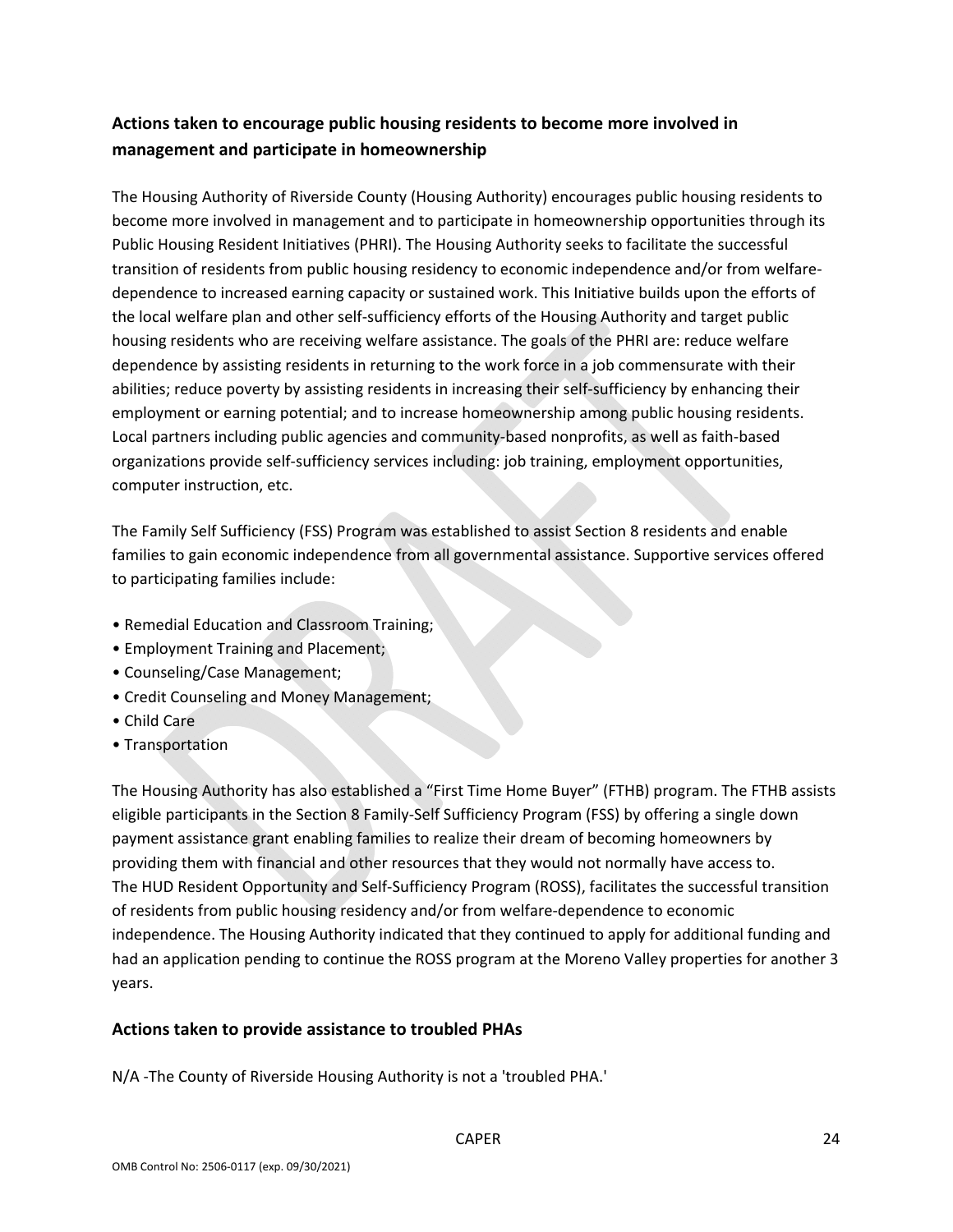## Actions taken to encourage public housing residents to become more involved in management and participate in homeownership

The Housing Authority of Riverside County (Housing Authority) encourages public housing residents to become more involved in management and to participate in homeownership opportunities through its Public Housing Resident Initiatives (PHRI). The Housing Authority seeks to facilitate the successful transition of residents from public housing residency to economic independence and/or from welfare-dependence to increased earning capacity or sustained work. This Initiative builds upon the efforts of the local welfare plan and other self-sufficiency efforts of the Housing Authority and target public housing residents who are receiving welfare assistance. The goals of the PHRI are: reduce welfare dependence by assisting residents in returning to the work force in a job commensurate with their abilities; reduce poverty by assisting residents in increasing their self-sufficiency by enhancing their employment or earning potential; and to increase homeownership among public housing residents. Local partners including public agencies and community-based nonprofits, as well as faith-based organizations provide self-sufficiency services including: job training, employment opportunities, computer instruction, etc.

The Family Self Sufficiency (FSS) Program was established to assist Section 8 residents and enable families to gain economic independence from all governmental assistance. Supportive services offered to participating families include:

- Remedial Education and Classroom Training;
- Employment Training and Placement;
- Counseling/Case Management;
- Credit Counseling and Money Management;
- Child Care
- Transportation

The Housing Authority has also established a “First Time Home Buyer” (FTHB) program. The FTHB assists eligible participants in the Section 8 Family-Self Sufficiency Program (FSS) by offering a single down payment assistance grant enabling families to realize their dream of becoming homeowners by providing them with financial and other resources that they would not normally have access to.
The HUD Resident Opportunity and Self-Sufficiency Program (ROSS), facilitates the successful transition of residents from public housing residency and/or from welfare-dependence to economic independence. The Housing Authority indicated that they continued to apply for additional funding and had an application pending to continue the ROSS program at the Moreno Valley properties for another 3 years.

## Actions taken to provide assistance to troubled PHAs

N/A -The County of Riverside Housing Authority is not a 'troubled PHA.'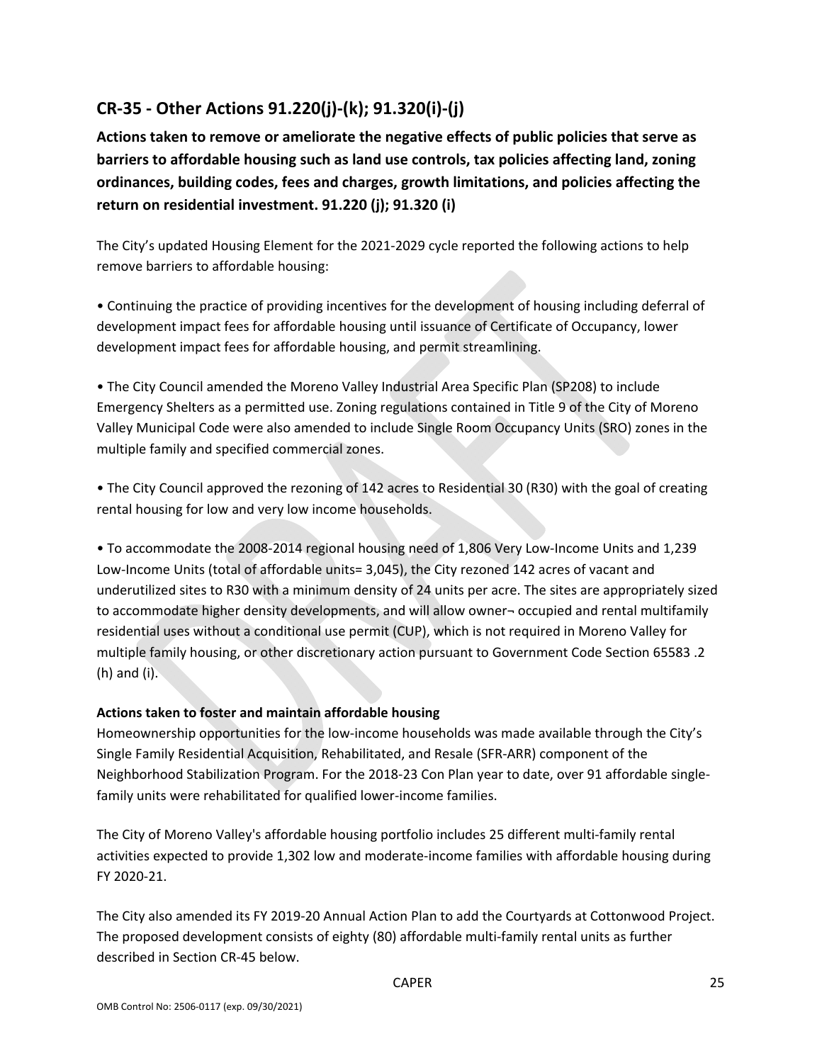## CR-35 - Other Actions 91.220(j)-(k); 91.320(i)-(j)

**Actions taken to remove or ameliorate the negative effects of public policies that serve as barriers to affordable housing such as land use controls, tax policies affecting land, zoning ordinances, building codes, fees and charges, growth limitations, and policies affecting the return on residential investment. 91.220 (j); 91.320 (i)**

The City's updated Housing Element for the 2021-2029 cycle reported the following actions to help remove barriers to affordable housing:

• Continuing the practice of providing incentives for the development of housing including deferral of development impact fees for affordable housing until issuance of Certificate of Occupancy, lower development impact fees for affordable housing, and permit streamlining.

• The City Council amended the Moreno Valley Industrial Area Specific Plan (SP208) to include Emergency Shelters as a permitted use. Zoning regulations contained in Title 9 of the City of Moreno Valley Municipal Code were also amended to include Single Room Occupancy Units (SRO) zones in the multiple family and specified commercial zones.

• The City Council approved the rezoning of 142 acres to Residential 30 (R30) with the goal of creating rental housing for low and very low income households.

• To accommodate the 2008-2014 regional housing need of 1,806 Very Low-Income Units and 1,239 Low-Income Units (total of affordable units= 3,045), the City rezoned 142 acres of vacant and underutilized sites to R30 with a minimum density of 24 units per acre. The sites are appropriately sized to accommodate higher density developments, and will allow owner¬ occupied and rental multifamily residential uses without a conditional use permit (CUP), which is not required in Moreno Valley for multiple family housing, or other discretionary action pursuant to Government Code Section 65583 .2 (h) and (i).

**Actions taken to foster and maintain affordable housing**

Homeownership opportunities for the low-income households was made available through the City's Single Family Residential Acquisition, Rehabilitated, and Resale (SFR-ARR) component of the Neighborhood Stabilization Program. For the 2018-23 Con Plan year to date, over 91 affordable single-family units were rehabilitated for qualified lower-income families.

The City of Moreno Valley's affordable housing portfolio includes 25 different multi-family rental activities expected to provide 1,302 low and moderate-income families with affordable housing during FY 2020-21.

The City also amended its FY 2019-20 Annual Action Plan to add the Courtyards at Cottonwood Project. The proposed development consists of eighty (80) affordable multi-family rental units as further described in Section CR-45 below.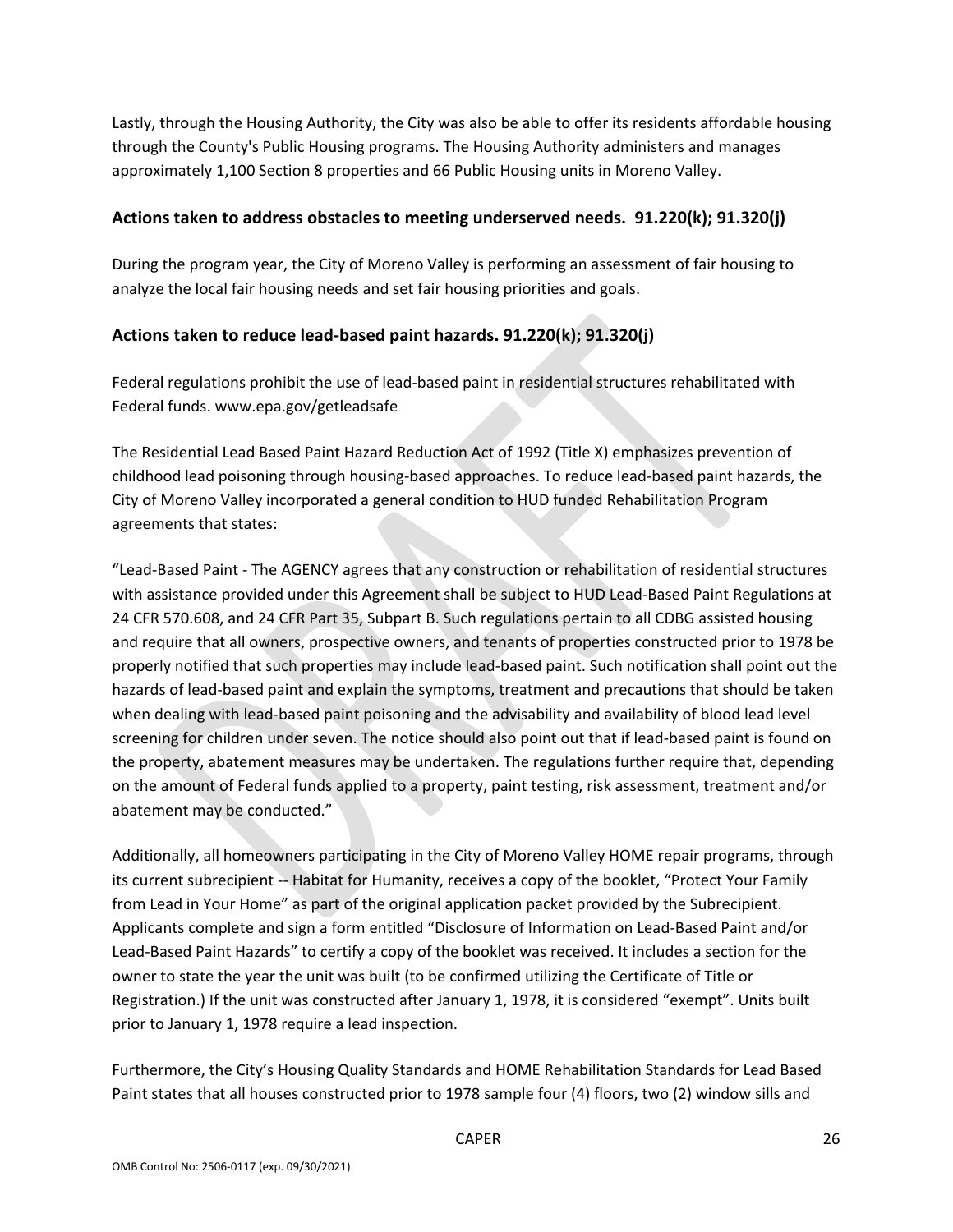Lastly, through the Housing Authority, the City was also be able to offer its residents affordable housing through the County's Public Housing programs. The Housing Authority administers and manages approximately 1,100 Section 8 properties and 66 Public Housing units in Moreno Valley.

## Actions taken to address obstacles to meeting underserved needs. 91.220(k); 91.320(j)

During the program year, the City of Moreno Valley is performing an assessment of fair housing to analyze the local fair housing needs and set fair housing priorities and goals.

## Actions taken to reduce lead-based paint hazards. 91.220(k); 91.320(j)

Federal regulations prohibit the use of lead-based paint in residential structures rehabilitated with Federal funds. www.epa.gov/getleadsafe

The Residential Lead Based Paint Hazard Reduction Act of 1992 (Title X) emphasizes prevention of childhood lead poisoning through housing-based approaches. To reduce lead-based paint hazards, the City of Moreno Valley incorporated a general condition to HUD funded Rehabilitation Program agreements that states:

"Lead-Based Paint - The AGENCY agrees that any construction or rehabilitation of residential structures with assistance provided under this Agreement shall be subject to HUD Lead-Based Paint Regulations at 24 CFR 570.608, and 24 CFR Part 35, Subpart B. Such regulations pertain to all CDBG assisted housing and require that all owners, prospective owners, and tenants of properties constructed prior to 1978 be properly notified that such properties may include lead-based paint. Such notification shall point out the hazards of lead-based paint and explain the symptoms, treatment and precautions that should be taken when dealing with lead-based paint poisoning and the advisability and availability of blood lead level screening for children under seven. The notice should also point out that if lead-based paint is found on the property, abatement measures may be undertaken. The regulations further require that, depending on the amount of Federal funds applied to a property, paint testing, risk assessment, treatment and/or abatement may be conducted."

Additionally, all homeowners participating in the City of Moreno Valley HOME repair programs, through its current subrecipient -- Habitat for Humanity, receives a copy of the booklet, "Protect Your Family from Lead in Your Home" as part of the original application packet provided by the Subrecipient. Applicants complete and sign a form entitled "Disclosure of Information on Lead-Based Paint and/or Lead-Based Paint Hazards" to certify a copy of the booklet was received. It includes a section for the owner to state the year the unit was built (to be confirmed utilizing the Certificate of Title or Registration.) If the unit was constructed after January 1, 1978, it is considered "exempt". Units built prior to January 1, 1978 require a lead inspection.

Furthermore, the City's Housing Quality Standards and HOME Rehabilitation Standards for Lead Based Paint states that all houses constructed prior to 1978 sample four (4) floors, two (2) window sills and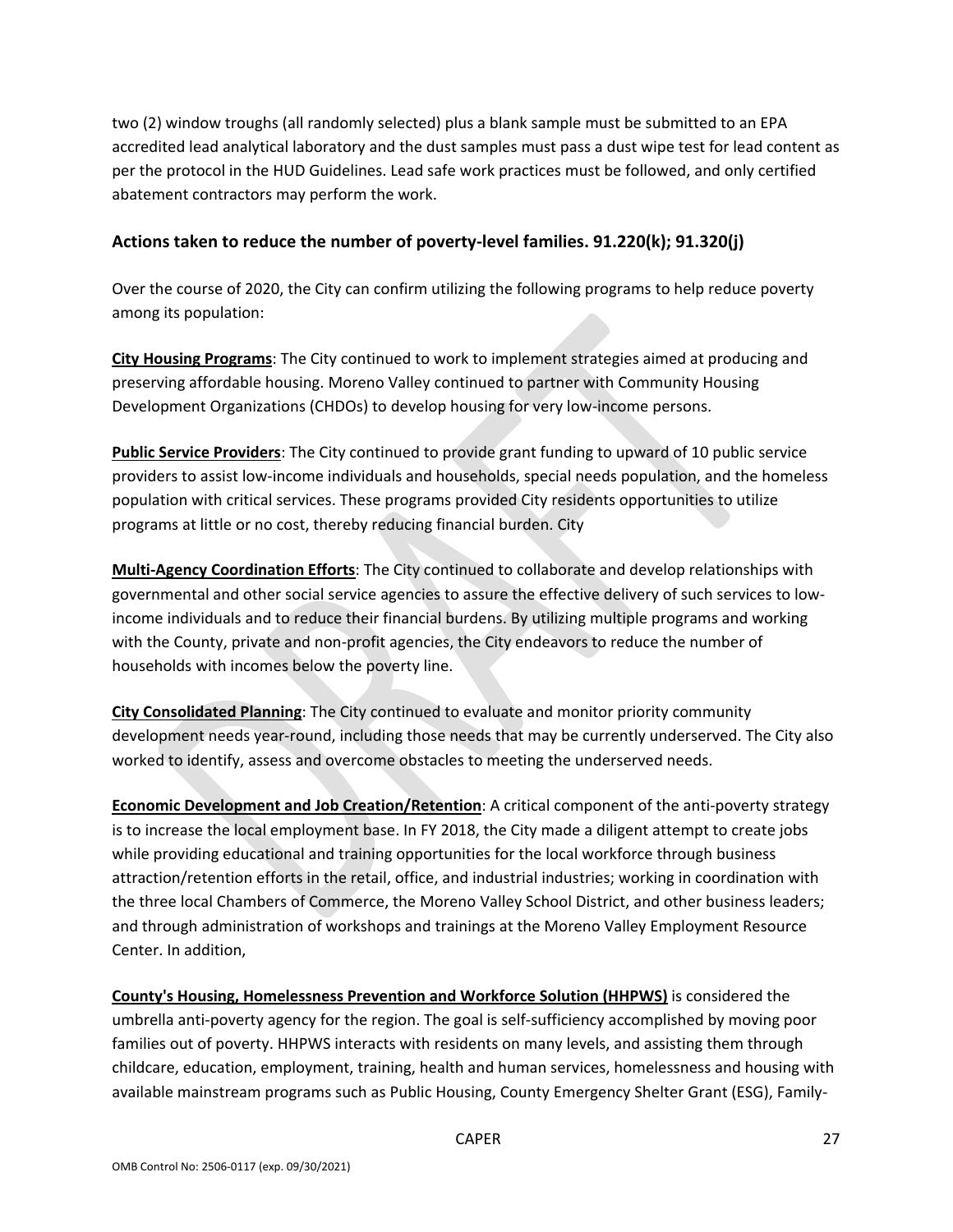two (2) window troughs (all randomly selected) plus a blank sample must be submitted to an EPA accredited lead analytical laboratory and the dust samples must pass a dust wipe test for lead content as per the protocol in the HUD Guidelines. Lead safe work practices must be followed, and only certified abatement contractors may perform the work.

## Actions taken to reduce the number of poverty-level families. 91.220(k); 91.320(j)

Over the course of 2020, the City can confirm utilizing the following programs to help reduce poverty among its population:

**City Housing Programs**: The City continued to work to implement strategies aimed at producing and preserving affordable housing. Moreno Valley continued to partner with Community Housing Development Organizations (CHDOs) to develop housing for very low-income persons.

**Public Service Providers**: The City continued to provide grant funding to upward of 10 public service providers to assist low-income individuals and households, special needs population, and the homeless population with critical services. These programs provided City residents opportunities to utilize programs at little or no cost, thereby reducing financial burden. City

**Multi-Agency Coordination Efforts**: The City continued to collaborate and develop relationships with governmental and other social service agencies to assure the effective delivery of such services to low-income individuals and to reduce their financial burdens. By utilizing multiple programs and working with the County, private and non-profit agencies, the City endeavors to reduce the number of households with incomes below the poverty line.

**City Consolidated Planning**: The City continued to evaluate and monitor priority community development needs year-round, including those needs that may be currently underserved. The City also worked to identify, assess and overcome obstacles to meeting the underserved needs.

**Economic Development and Job Creation/Retention**: A critical component of the anti-poverty strategy is to increase the local employment base. In FY 2018, the City made a diligent attempt to create jobs while providing educational and training opportunities for the local workforce through business attraction/retention efforts in the retail, office, and industrial industries; working in coordination with the three local Chambers of Commerce, the Moreno Valley School District, and other business leaders; and through administration of workshops and trainings at the Moreno Valley Employment Resource Center. In addition,

**County's Housing, Homelessness Prevention and Workforce Solution (HHPWS)** is considered the umbrella anti-poverty agency for the region. The goal is self-sufficiency accomplished by moving poor families out of poverty. HHPWS interacts with residents on many levels, and assisting them through childcare, education, employment, training, health and human services, homelessness and housing with available mainstream programs such as Public Housing, County Emergency Shelter Grant (ESG), Family-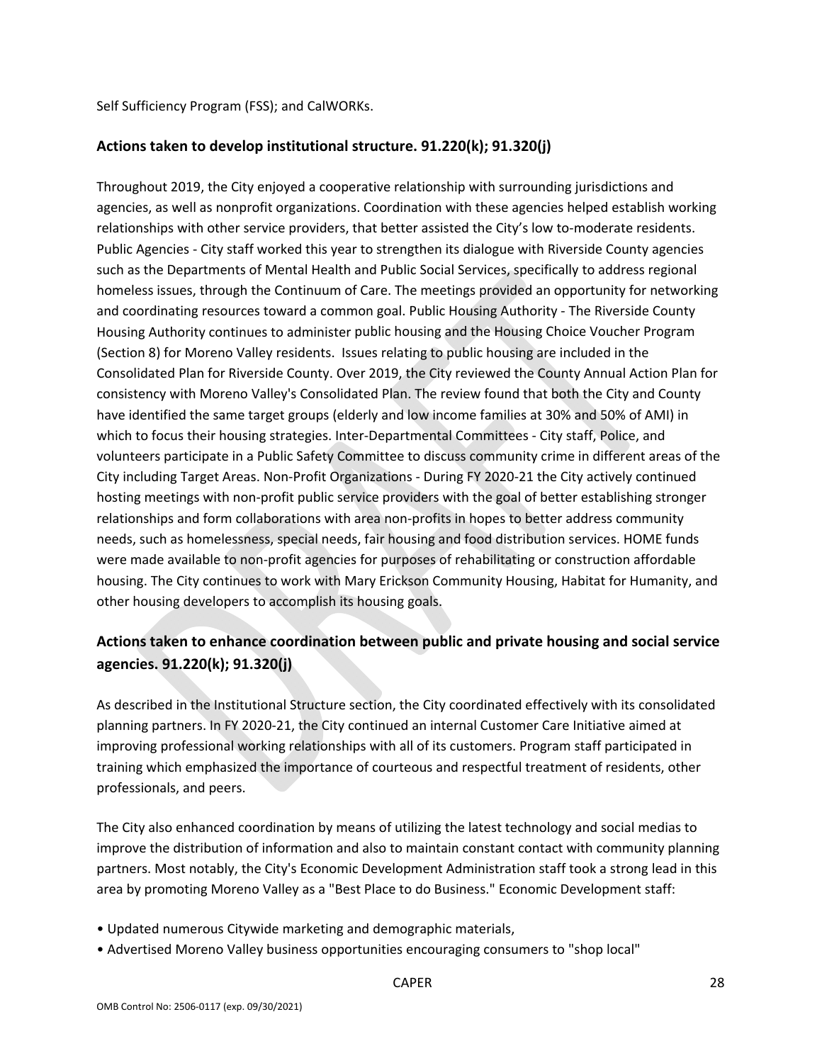Self Sufficiency Program (FSS); and CalWORKs.

## Actions taken to develop institutional structure. 91.220(k); 91.320(j)

Throughout 2019, the City enjoyed a cooperative relationship with surrounding jurisdictions and agencies, as well as nonprofit organizations. Coordination with these agencies helped establish working relationships with other service providers, that better assisted the City's low to-moderate residents. Public Agencies - City staff worked this year to strengthen its dialogue with Riverside County agencies such as the Departments of Mental Health and Public Social Services, specifically to address regional homeless issues, through the Continuum of Care. The meetings provided an opportunity for networking and coordinating resources toward a common goal. Public Housing Authority - The Riverside County Housing Authority continues to administer public housing and the Housing Choice Voucher Program (Section 8) for Moreno Valley residents. Issues relating to public housing are included in the Consolidated Plan for Riverside County. Over 2019, the City reviewed the County Annual Action Plan for consistency with Moreno Valley's Consolidated Plan. The review found that both the City and County have identified the same target groups (elderly and low income families at 30% and 50% of AMI) in which to focus their housing strategies. Inter-Departmental Committees - City staff, Police, and volunteers participate in a Public Safety Committee to discuss community crime in different areas of the City including Target Areas. Non-Profit Organizations - During FY 2020-21 the City actively continued hosting meetings with non-profit public service providers with the goal of better establishing stronger relationships and form collaborations with area non-profits in hopes to better address community needs, such as homelessness, special needs, fair housing and food distribution services. HOME funds were made available to non-profit agencies for purposes of rehabilitating or construction affordable housing. The City continues to work with Mary Erickson Community Housing, Habitat for Humanity, and other housing developers to accomplish its housing goals.

## Actions taken to enhance coordination between public and private housing and social service agencies. 91.220(k); 91.320(j)

As described in the Institutional Structure section, the City coordinated effectively with its consolidated planning partners. In FY 2020-21, the City continued an internal Customer Care Initiative aimed at improving professional working relationships with all of its customers. Program staff participated in training which emphasized the importance of courteous and respectful treatment of residents, other professionals, and peers.

The City also enhanced coordination by means of utilizing the latest technology and social medias to improve the distribution of information and also to maintain constant contact with community planning partners. Most notably, the City's Economic Development Administration staff took a strong lead in this area by promoting Moreno Valley as a "Best Place to do Business." Economic Development staff:

- Updated numerous Citywide marketing and demographic materials,
- Advertised Moreno Valley business opportunities encouraging consumers to "shop local"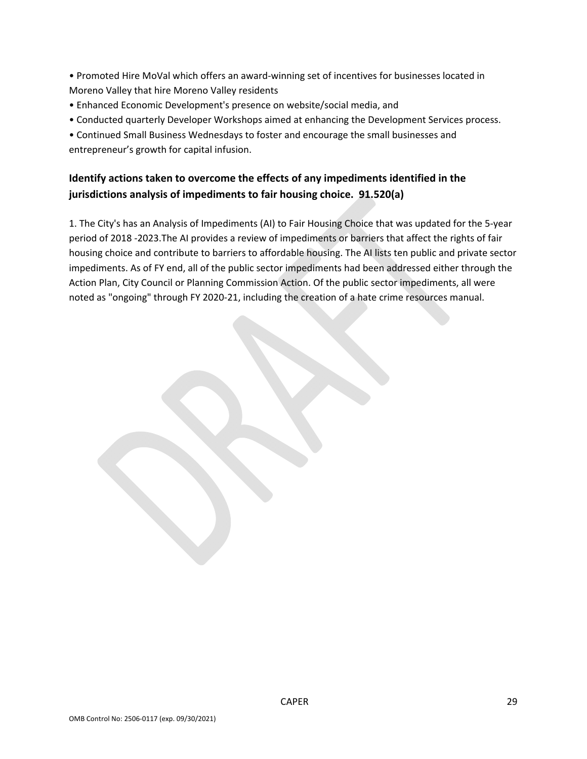- Promoted Hire MoVal which offers an award-winning set of incentives for businesses located in Moreno Valley that hire Moreno Valley residents
- Enhanced Economic Development's presence on website/social media, and
- Conducted quarterly Developer Workshops aimed at enhancing the Development Services process.
- Continued Small Business Wednesdays to foster and encourage the small businesses and entrepreneur's growth for capital infusion.

## Identify actions taken to overcome the effects of any impediments identified in the jurisdictions analysis of impediments to fair housing choice. 91.520(a)

1. The City's has an Analysis of Impediments (AI) to Fair Housing Choice that was updated for the 5-year period of 2018 -2023.The AI provides a review of impediments or barriers that affect the rights of fair housing choice and contribute to barriers to affordable housing. The AI lists ten public and private sector impediments. As of FY end, all of the public sector impediments had been addressed either through the Action Plan, City Council or Planning Commission Action. Of the public sector impediments, all were noted as "ongoing" through FY 2020-21, including the creation of a hate crime resources manual.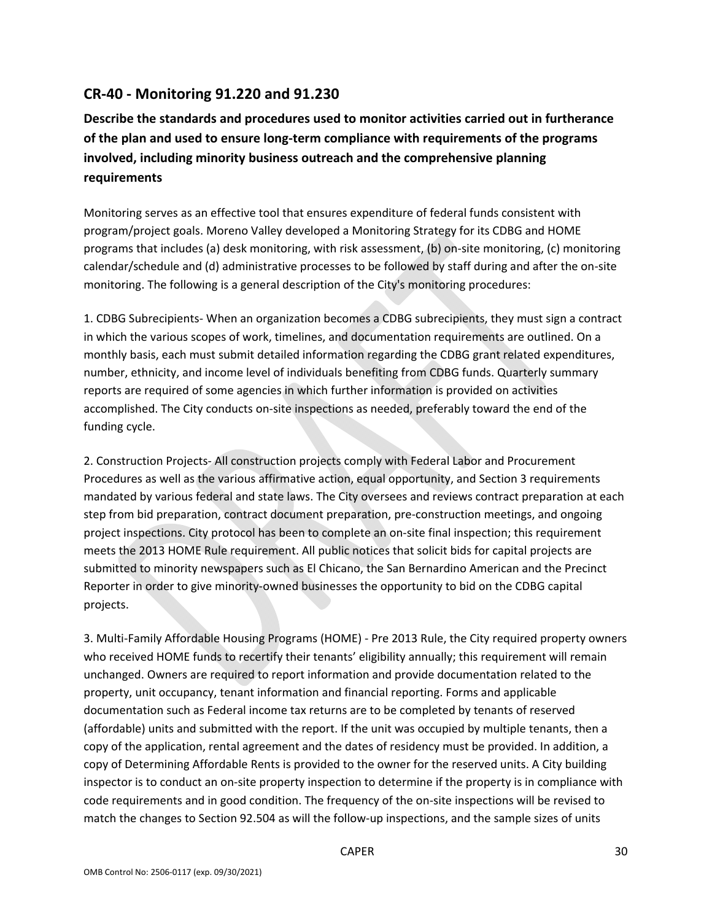## CR-40 - Monitoring 91.220 and 91.230

**Describe the standards and procedures used to monitor activities carried out in furtherance of the plan and used to ensure long-term compliance with requirements of the programs involved, including minority business outreach and the comprehensive planning requirements**

Monitoring serves as an effective tool that ensures expenditure of federal funds consistent with program/project goals. Moreno Valley developed a Monitoring Strategy for its CDBG and HOME programs that includes (a) desk monitoring, with risk assessment, (b) on-site monitoring, (c) monitoring calendar/schedule and (d) administrative processes to be followed by staff during and after the on-site monitoring. The following is a general description of the City's monitoring procedures:

1. CDBG Subrecipients- When an organization becomes a CDBG subrecipients, they must sign a contract in which the various scopes of work, timelines, and documentation requirements are outlined. On a monthly basis, each must submit detailed information regarding the CDBG grant related expenditures, number, ethnicity, and income level of individuals benefiting from CDBG funds. Quarterly summary reports are required of some agencies in which further information is provided on activities accomplished. The City conducts on-site inspections as needed, preferably toward the end of the funding cycle.

2. Construction Projects- All construction projects comply with Federal Labor and Procurement Procedures as well as the various affirmative action, equal opportunity, and Section 3 requirements mandated by various federal and state laws. The City oversees and reviews contract preparation at each step from bid preparation, contract document preparation, pre-construction meetings, and ongoing project inspections. City protocol has been to complete an on-site final inspection; this requirement meets the 2013 HOME Rule requirement. All public notices that solicit bids for capital projects are submitted to minority newspapers such as El Chicano, the San Bernardino American and the Precinct Reporter in order to give minority-owned businesses the opportunity to bid on the CDBG capital projects.

3. Multi-Family Affordable Housing Programs (HOME) - Pre 2013 Rule, the City required property owners who received HOME funds to recertify their tenants' eligibility annually; this requirement will remain unchanged. Owners are required to report information and provide documentation related to the property, unit occupancy, tenant information and financial reporting. Forms and applicable documentation such as Federal income tax returns are to be completed by tenants of reserved (affordable) units and submitted with the report. If the unit was occupied by multiple tenants, then a copy of the application, rental agreement and the dates of residency must be provided. In addition, a copy of Determining Affordable Rents is provided to the owner for the reserved units. A City building inspector is to conduct an on-site property inspection to determine if the property is in compliance with code requirements and in good condition. The frequency of the on-site inspections will be revised to match the changes to Section 92.504 as will the follow-up inspections, and the sample sizes of units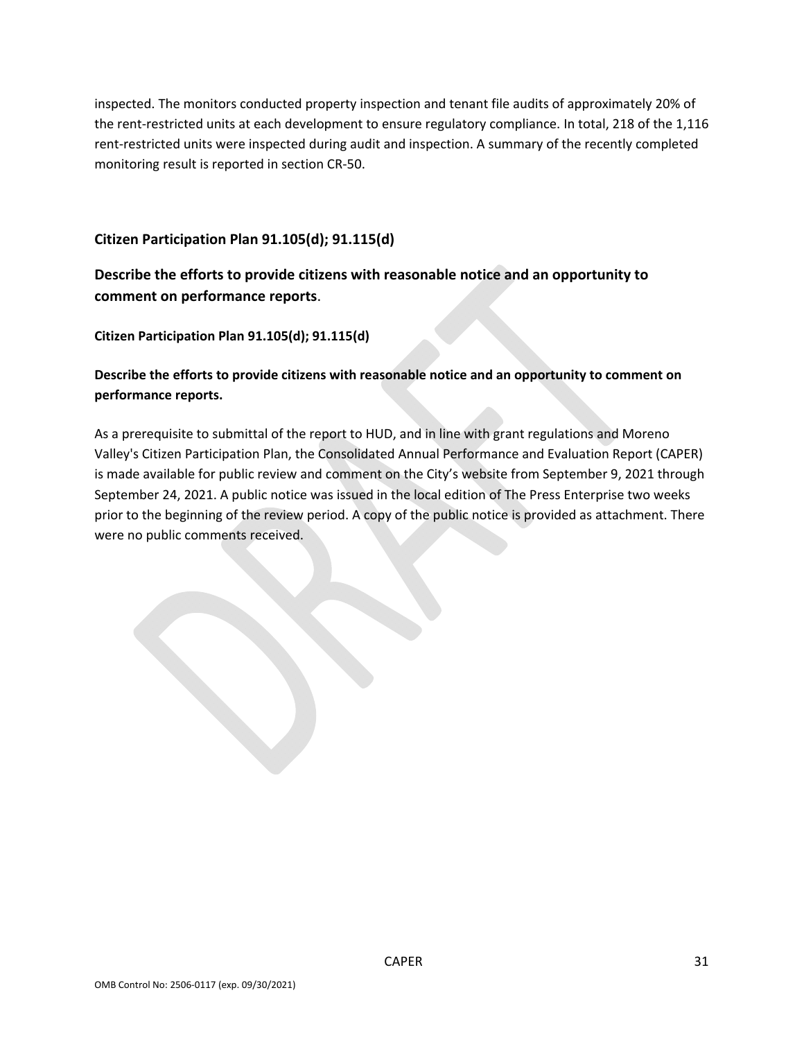inspected. The monitors conducted property inspection and tenant file audits of approximately 20% of the rent-restricted units at each development to ensure regulatory compliance. In total, 218 of the 1,116 rent-restricted units were inspected during audit and inspection. A summary of the recently completed monitoring result is reported in section CR-50.

## Citizen Participation Plan 91.105(d); 91.115(d)

## Describe the efforts to provide citizens with reasonable notice and an opportunity to comment on performance reports.

**Citizen Participation Plan 91.105(d); 91.115(d)**

**Describe the efforts to provide citizens with reasonable notice and an opportunity to comment on performance reports.**

As a prerequisite to submittal of the report to HUD, and in line with grant regulations and Moreno Valley's Citizen Participation Plan, the Consolidated Annual Performance and Evaluation Report (CAPER) is made available for public review and comment on the City's website from September 9, 2021 through September 24, 2021. A public notice was issued in the local edition of The Press Enterprise two weeks prior to the beginning of the review period. A copy of the public notice is provided as attachment. There were no public comments received.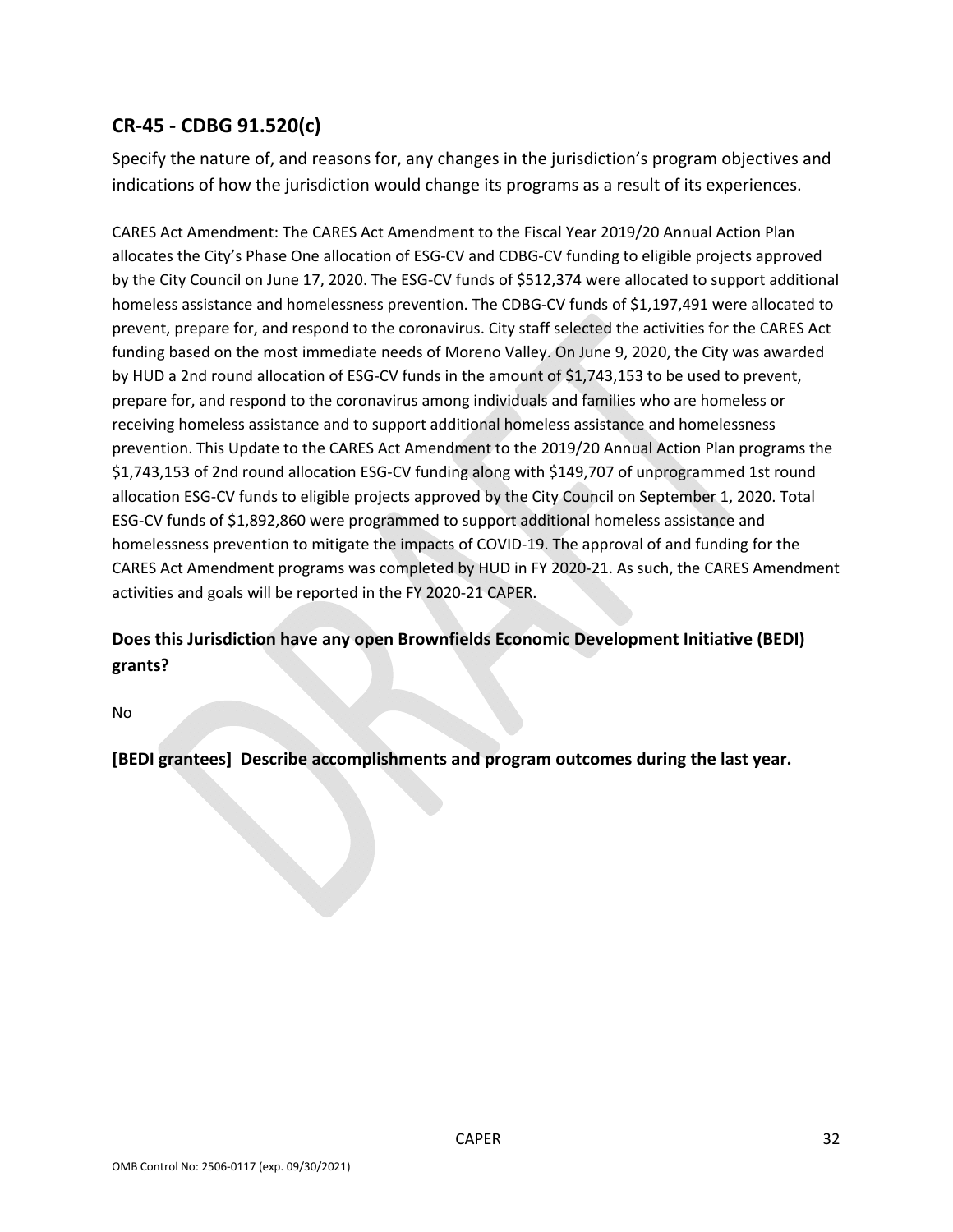## CR-45 - CDBG 91.520(c)

Specify the nature of, and reasons for, any changes in the jurisdiction's program objectives and indications of how the jurisdiction would change its programs as a result of its experiences.

CARES Act Amendment: The CARES Act Amendment to the Fiscal Year 2019/20 Annual Action Plan allocates the City's Phase One allocation of ESG-CV and CDBG-CV funding to eligible projects approved by the City Council on June 17, 2020. The ESG-CV funds of $512,374 were allocated to support additional homeless assistance and homelessness prevention. The CDBG-CV funds of $1,197,491 were allocated to prevent, prepare for, and respond to the coronavirus. City staff selected the activities for the CARES Act funding based on the most immediate needs of Moreno Valley. On June 9, 2020, the City was awarded by HUD a 2nd round allocation of ESG-CV funds in the amount of $1,743,153 to be used to prevent, prepare for, and respond to the coronavirus among individuals and families who are homeless or receiving homeless assistance and to support additional homeless assistance and homelessness prevention. This Update to the CARES Act Amendment to the 2019/20 Annual Action Plan programs the $1,743,153 of 2nd round allocation ESG-CV funding along with $149,707 of unprogrammed 1st round allocation ESG-CV funds to eligible projects approved by the City Council on September 1, 2020. Total ESG-CV funds of $1,892,860 were programmed to support additional homeless assistance and homelessness prevention to mitigate the impacts of COVID-19. The approval of and funding for the CARES Act Amendment programs was completed by HUD in FY 2020-21. As such, the CARES Amendment activities and goals will be reported in the FY 2020-21 CAPER.

### Does this Jurisdiction have any open Brownfields Economic Development Initiative (BEDI) grants?

No

### [BEDI grantees] Describe accomplishments and program outcomes during the last year.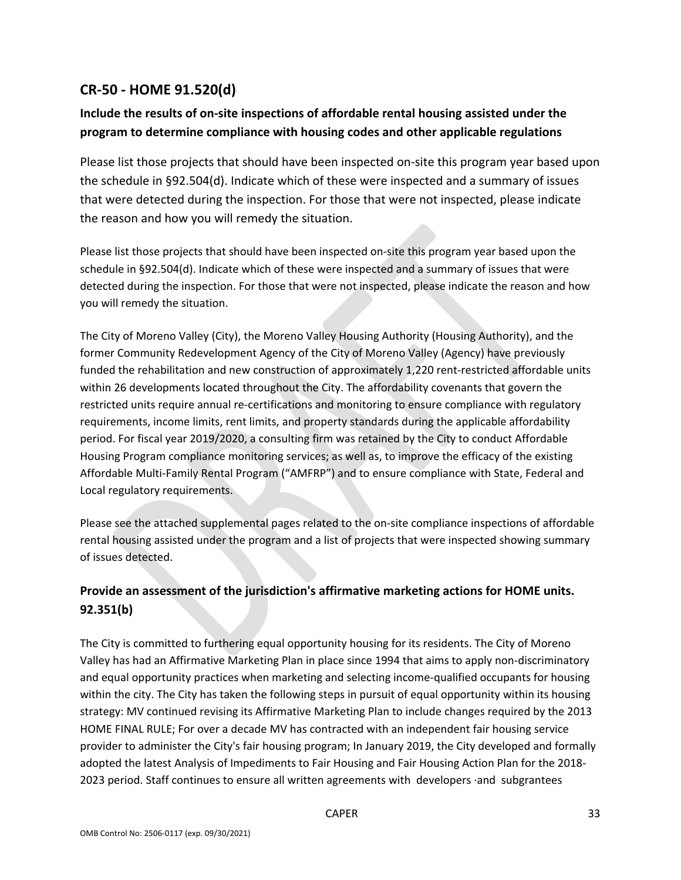## CR-50 - HOME 91.520(d)

### Include the results of on-site inspections of affordable rental housing assisted under the program to determine compliance with housing codes and other applicable regulations

Please list those projects that should have been inspected on-site this program year based upon the schedule in §92.504(d). Indicate which of these were inspected and a summary of issues that were detected during the inspection. For those that were not inspected, please indicate the reason and how you will remedy the situation.

Please list those projects that should have been inspected on-site this program year based upon the schedule in §92.504(d). Indicate which of these were inspected and a summary of issues that were detected during the inspection. For those that were not inspected, please indicate the reason and how you will remedy the situation.

The City of Moreno Valley (City), the Moreno Valley Housing Authority (Housing Authority), and the former Community Redevelopment Agency of the City of Moreno Valley (Agency) have previously funded the rehabilitation and new construction of approximately 1,220 rent-restricted affordable units within 26 developments located throughout the City. The affordability covenants that govern the restricted units require annual re-certifications and monitoring to ensure compliance with regulatory requirements, income limits, rent limits, and property standards during the applicable affordability period. For fiscal year 2019/2020, a consulting firm was retained by the City to conduct Affordable Housing Program compliance monitoring services; as well as, to improve the efficacy of the existing Affordable Multi-Family Rental Program ("AMFRP") and to ensure compliance with State, Federal and Local regulatory requirements.

Please see the attached supplemental pages related to the on-site compliance inspections of affordable rental housing assisted under the program and a list of projects that were inspected showing summary of issues detected.

### Provide an assessment of the jurisdiction's affirmative marketing actions for HOME units. 92.351(b)

The City is committed to furthering equal opportunity housing for its residents. The City of Moreno Valley has had an Affirmative Marketing Plan in place since 1994 that aims to apply non-discriminatory and equal opportunity practices when marketing and selecting income-qualified occupants for housing within the city. The City has taken the following steps in pursuit of equal opportunity within its housing strategy: MV continued revising its Affirmative Marketing Plan to include changes required by the 2013 HOME FINAL RULE; For over a decade MV has contracted with an independent fair housing service provider to administer the City's fair housing program; In January 2019, the City developed and formally adopted the latest Analysis of Impediments to Fair Housing and Fair Housing Action Plan for the 2018-2023 period. Staff continues to ensure all written agreements with developers ·and subgrantees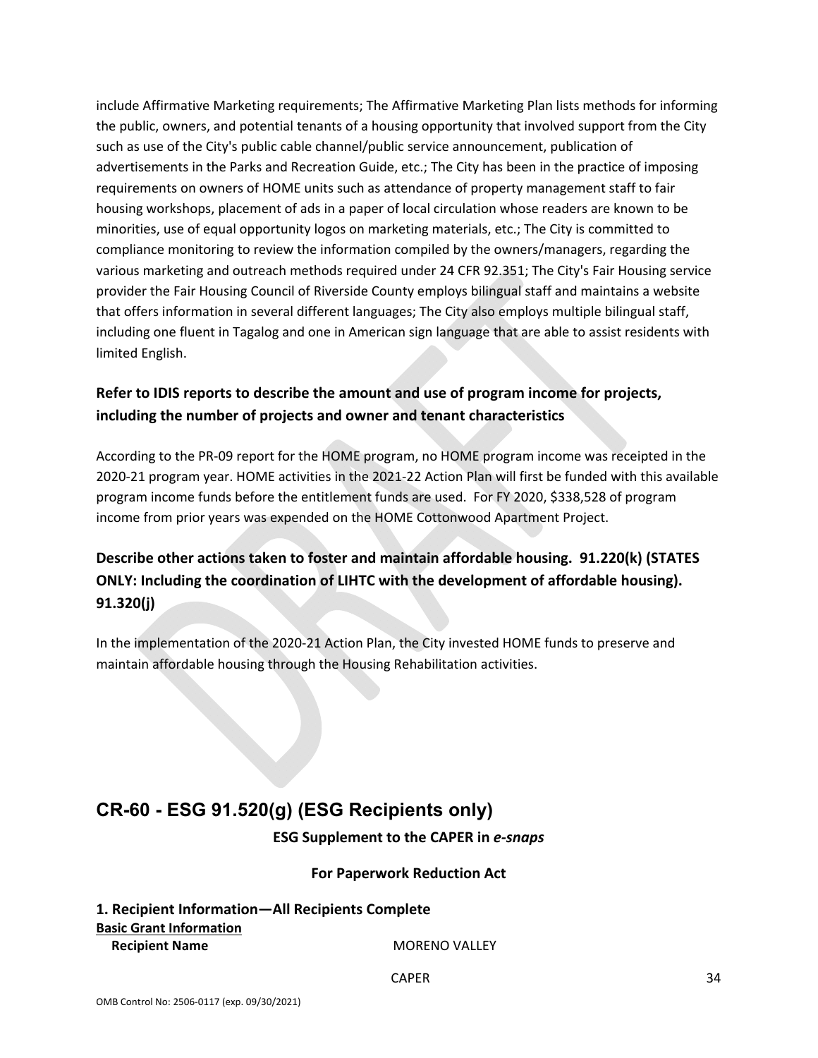include Affirmative Marketing requirements; The Affirmative Marketing Plan lists methods for informing the public, owners, and potential tenants of a housing opportunity that involved support from the City such as use of the City's public cable channel/public service announcement, publication of advertisements in the Parks and Recreation Guide, etc.; The City has been in the practice of imposing requirements on owners of HOME units such as attendance of property management staff to fair housing workshops, placement of ads in a paper of local circulation whose readers are known to be minorities, use of equal opportunity logos on marketing materials, etc.; The City is committed to compliance monitoring to review the information compiled by the owners/managers, regarding the various marketing and outreach methods required under 24 CFR 92.351; The City's Fair Housing service provider the Fair Housing Council of Riverside County employs bilingual staff and maintains a website that offers information in several different languages; The City also employs multiple bilingual staff, including one fluent in Tagalog and one in American sign language that are able to assist residents with limited English.

### Refer to IDIS reports to describe the amount and use of program income for projects, including the number of projects and owner and tenant characteristics

According to the PR-09 report for the HOME program, no HOME program income was receipted in the 2020-21 program year. HOME activities in the 2021-22 Action Plan will first be funded with this available program income funds before the entitlement funds are used. For FY 2020, $338,528 of program income from prior years was expended on the HOME Cottonwood Apartment Project.

### Describe other actions taken to foster and maintain affordable housing. 91.220(k) (STATES ONLY: Including the coordination of LIHTC with the development of affordable housing). 91.320(j)

In the implementation of the 2020-21 Action Plan, the City invested HOME funds to preserve and maintain affordable housing through the Housing Rehabilitation activities.

## CR-60 - ESG 91.520(g) (ESG Recipients only)

**ESG Supplement to the CAPER in *e-snaps***

**For Paperwork Reduction Act**

### 1. Recipient Information—All Recipients Complete

**Basic Grant Information**

**Recipient Name** MORENO VALLEY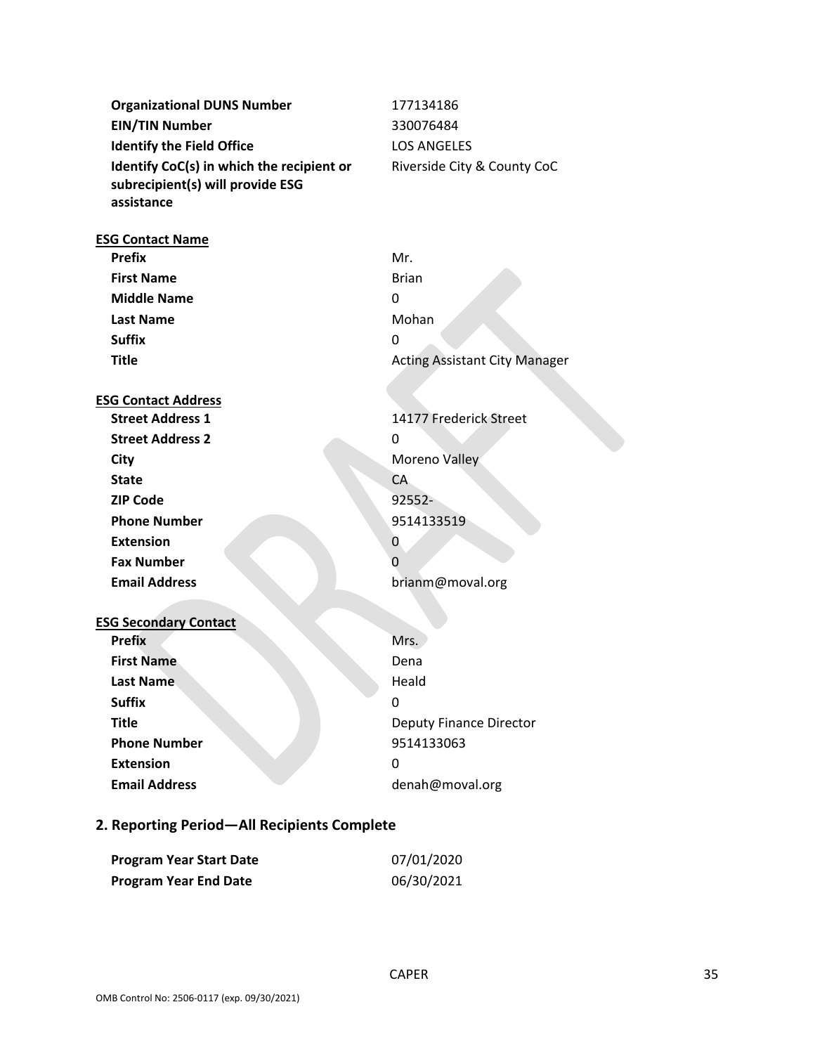| | |
|---|---|
| **Organizational DUNS Number** | 177134186 |
| **EIN/TIN Number** | 330076484 |
| **Identify the Field Office** | LOS ANGELES |
| **Identify CoC(s) in which the recipient or subrecipient(s) will provide ESG assistance** | Riverside City & County CoC |

**ESG Contact Name**

| | |
|---|---|
| **Prefix** | Mr. |
| **First Name** | Brian |
| **Middle Name** | 0 |
| **Last Name** | Mohan |
| **Suffix** | 0 |
| **Title** | Acting Assistant City Manager |

**ESG Contact Address**

| | |
|---|---|
| **Street Address 1** | 14177 Frederick Street |
| **Street Address 2** | 0 |
| **City** | Moreno Valley |
| **State** | CA |
| **ZIP Code** | 92552- |
| **Phone Number** | 9514133519 |
| **Extension** | 0 |
| **Fax Number** | 0 |
| **Email Address** | brianm@moval.org |

**ESG Secondary Contact**

| | |
|---|---|
| **Prefix** | Mrs. |
| **First Name** | Dena |
| **Last Name** | Heald |
| **Suffix** | 0 |
| **Title** | Deputy Finance Director |
| **Phone Number** | 9514133063 |
| **Extension** | 0 |
| **Email Address** | denah@moval.org |

## 2. Reporting Period—All Recipients Complete

| | |
|---|---|
| **Program Year Start Date** | 07/01/2020 |
| **Program Year End Date** | 06/30/2021 |

OMB Control No: 2506-0117 (exp. 09/30/2021)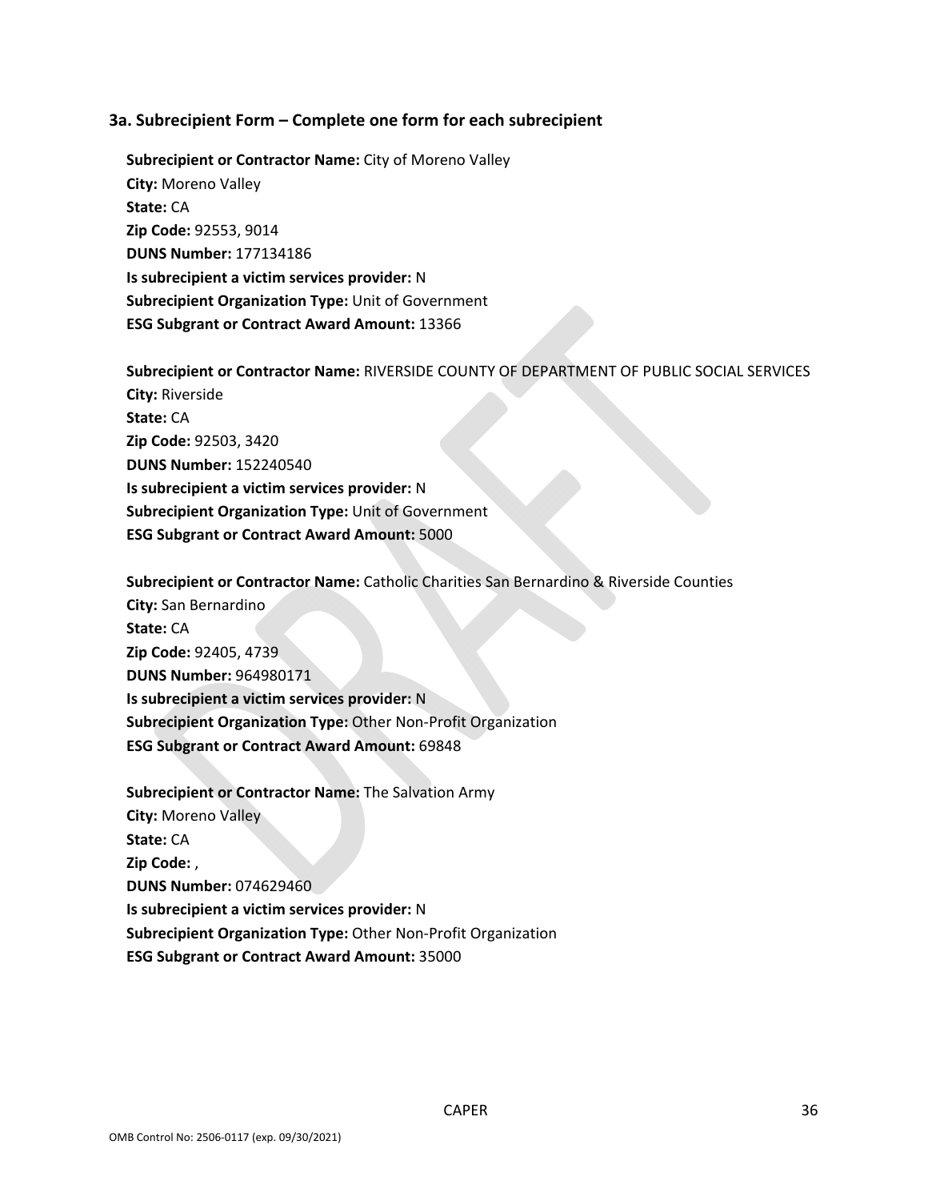### 3a. Subrecipient Form – Complete one form for each subrecipient

**Subrecipient or Contractor Name:** City of Moreno Valley
**City:** Moreno Valley
**State:** CA
**Zip Code:** 92553, 9014
**DUNS Number:** 177134186
**Is subrecipient a victim services provider:** N
**Subrecipient Organization Type:** Unit of Government
**ESG Subgrant or Contract Award Amount:** 13366

**Subrecipient or Contractor Name:** RIVERSIDE COUNTY OF DEPARTMENT OF PUBLIC SOCIAL SERVICES
**City:** Riverside
**State:** CA
**Zip Code:** 92503, 3420
**DUNS Number:** 152240540
**Is subrecipient a victim services provider:** N
**Subrecipient Organization Type:** Unit of Government
**ESG Subgrant or Contract Award Amount:** 5000

**Subrecipient or Contractor Name:** Catholic Charities San Bernardino & Riverside Counties
**City:** San Bernardino
**State:** CA
**Zip Code:** 92405, 4739
**DUNS Number:** 964980171
**Is subrecipient a victim services provider:** N
**Subrecipient Organization Type:** Other Non-Profit Organization
**ESG Subgrant or Contract Award Amount:** 69848

**Subrecipient or Contractor Name:** The Salvation Army
**City:** Moreno Valley
**State:** CA
**Zip Code:** ,
**DUNS Number:** 074629460
**Is subrecipient a victim services provider:** N
**Subrecipient Organization Type:** Other Non-Profit Organization
**ESG Subgrant or Contract Award Amount:** 35000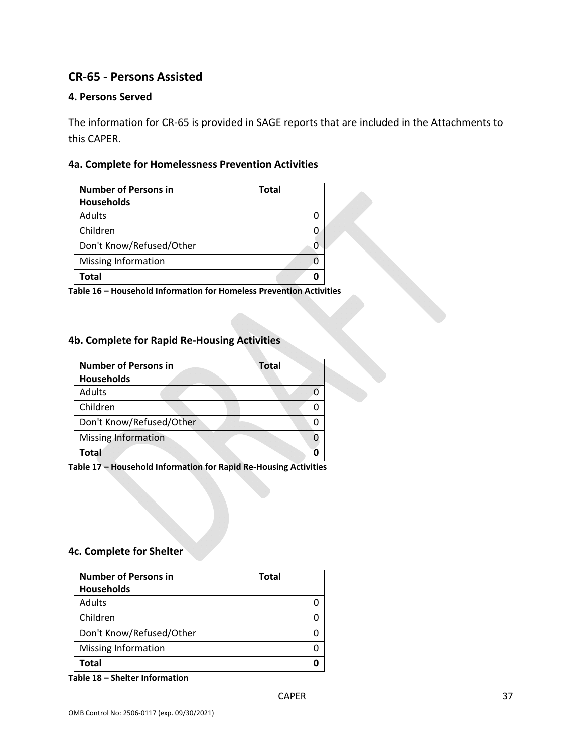## CR-65 - Persons Assisted

### 4. Persons Served

The information for CR-65 is provided in SAGE reports that are included in the Attachments to this CAPER.

### 4a. Complete for Homelessness Prevention Activities

| Number of Persons in Households | Total |
|---|---|
| Adults | 0 |
| Children | 0 |
| Don't Know/Refused/Other | 0 |
| Missing Information | 0 |
| **Total** | **0** |

**Table 16 – Household Information for Homeless Prevention Activities**

### 4b. Complete for Rapid Re-Housing Activities

| Number of Persons in Households | Total |
|---|---|
| Adults | 0 |
| Children | 0 |
| Don't Know/Refused/Other | 0 |
| Missing Information | 0 |
| **Total** | **0** |

**Table 17 – Household Information for Rapid Re-Housing Activities**

### 4c. Complete for Shelter

| Number of Persons in Households | Total |
|---|---|
| Adults | 0 |
| Children | 0 |
| Don't Know/Refused/Other | 0 |
| Missing Information | 0 |
| **Total** | **0** |

**Table 18 – Shelter Information**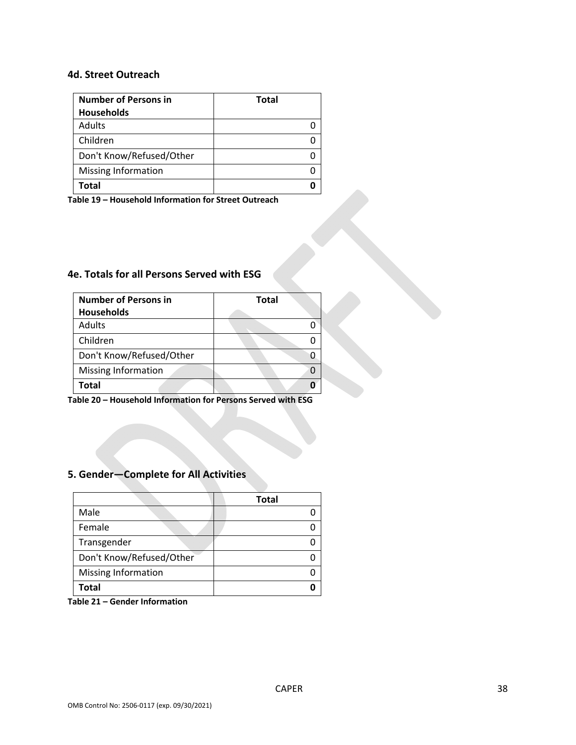### 4d. Street Outreach

| Number of Persons in Households | Total |
|---|---|
| Adults | 0 |
| Children | 0 |
| Don't Know/Refused/Other | 0 |
| Missing Information | 0 |
| **Total** | **0** |

**Table 19 – Household Information for Street Outreach**

### 4e. Totals for all Persons Served with ESG

| Number of Persons in Households | Total |
|---|---|
| Adults | 0 |
| Children | 0 |
| Don't Know/Refused/Other | 0 |
| Missing Information | 0 |
| **Total** | **0** |

**Table 20 – Household Information for Persons Served with ESG**

## 5. Gender—Complete for All Activities

| | Total |
|---|---|
| Male | 0 |
| Female | 0 |
| Transgender | 0 |
| Don't Know/Refused/Other | 0 |
| Missing Information | 0 |
| **Total** | **0** |

**Table 21 – Gender Information**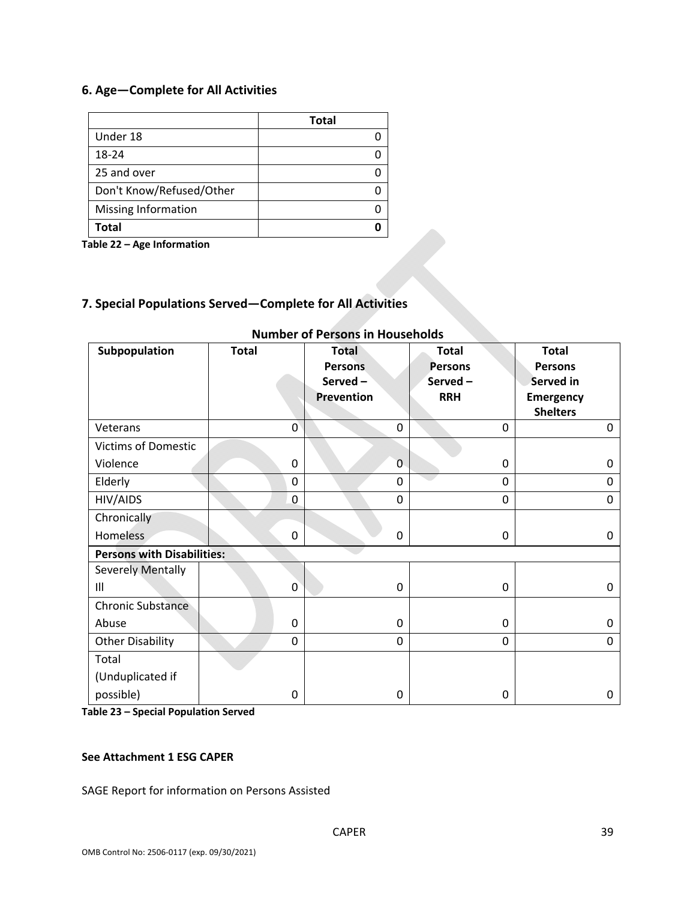## 6. Age—Complete for All Activities

| | Total |
|---|---|
| Under 18 | 0 |
| 18-24 | 0 |
| 25 and over | 0 |
| Don't Know/Refused/Other | 0 |
| Missing Information | 0 |
| **Total** | **0** |

**Table 22 – Age Information**

## 7. Special Populations Served—Complete for All Activities

**Number of Persons in Households**

| Subpopulation | Total | Total Persons Served – Prevention | Total Persons Served – RRH | Total Persons Served in Emergency Shelters |
|---|---|---|---|---|
| Veterans | 0 | 0 | 0 | 0 |
| Victims of Domestic Violence | 0 | 0 | 0 | 0 |
| Elderly | 0 | 0 | 0 | 0 |
| HIV/AIDS | 0 | 0 | 0 | 0 |
| Chronically Homeless | 0 | 0 | 0 | 0 |
| **Persons with Disabilities:** | | | | |
| Severely Mentally Ill | 0 | 0 | 0 | 0 |
| Chronic Substance Abuse | 0 | 0 | 0 | 0 |
| Other Disability | 0 | 0 | 0 | 0 |
| Total (Unduplicated if possible) | 0 | 0 | 0 | 0 |

**Table 23 – Special Population Served**

**See Attachment 1 ESG CAPER**

SAGE Report for information on Persons Assisted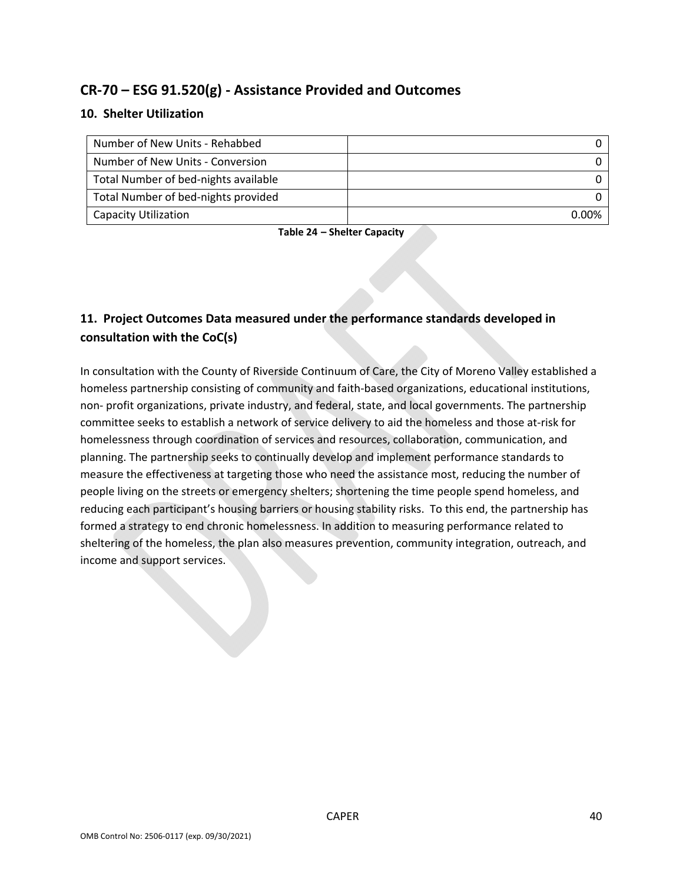## CR-70 – ESG 91.520(g) - Assistance Provided and Outcomes

### 10. Shelter Utilization

| | |
|---|---|
| Number of New Units - Rehabbed | 0 |
| Number of New Units - Conversion | 0 |
| Total Number of bed-nights available | 0 |
| Total Number of bed-nights provided | 0 |
| Capacity Utilization | 0.00% |

**Table 24 – Shelter Capacity**

### 11. Project Outcomes Data measured under the performance standards developed in consultation with the CoC(s)

In consultation with the County of Riverside Continuum of Care, the City of Moreno Valley established a homeless partnership consisting of community and faith-based organizations, educational institutions, non- profit organizations, private industry, and federal, state, and local governments. The partnership committee seeks to establish a network of service delivery to aid the homeless and those at-risk for homelessness through coordination of services and resources, collaboration, communication, and planning. The partnership seeks to continually develop and implement performance standards to measure the effectiveness at targeting those who need the assistance most, reducing the number of people living on the streets or emergency shelters; shortening the time people spend homeless, and reducing each participant's housing barriers or housing stability risks. To this end, the partnership has formed a strategy to end chronic homelessness. In addition to measuring performance related to sheltering of the homeless, the plan also measures prevention, community integration, outreach, and income and support services.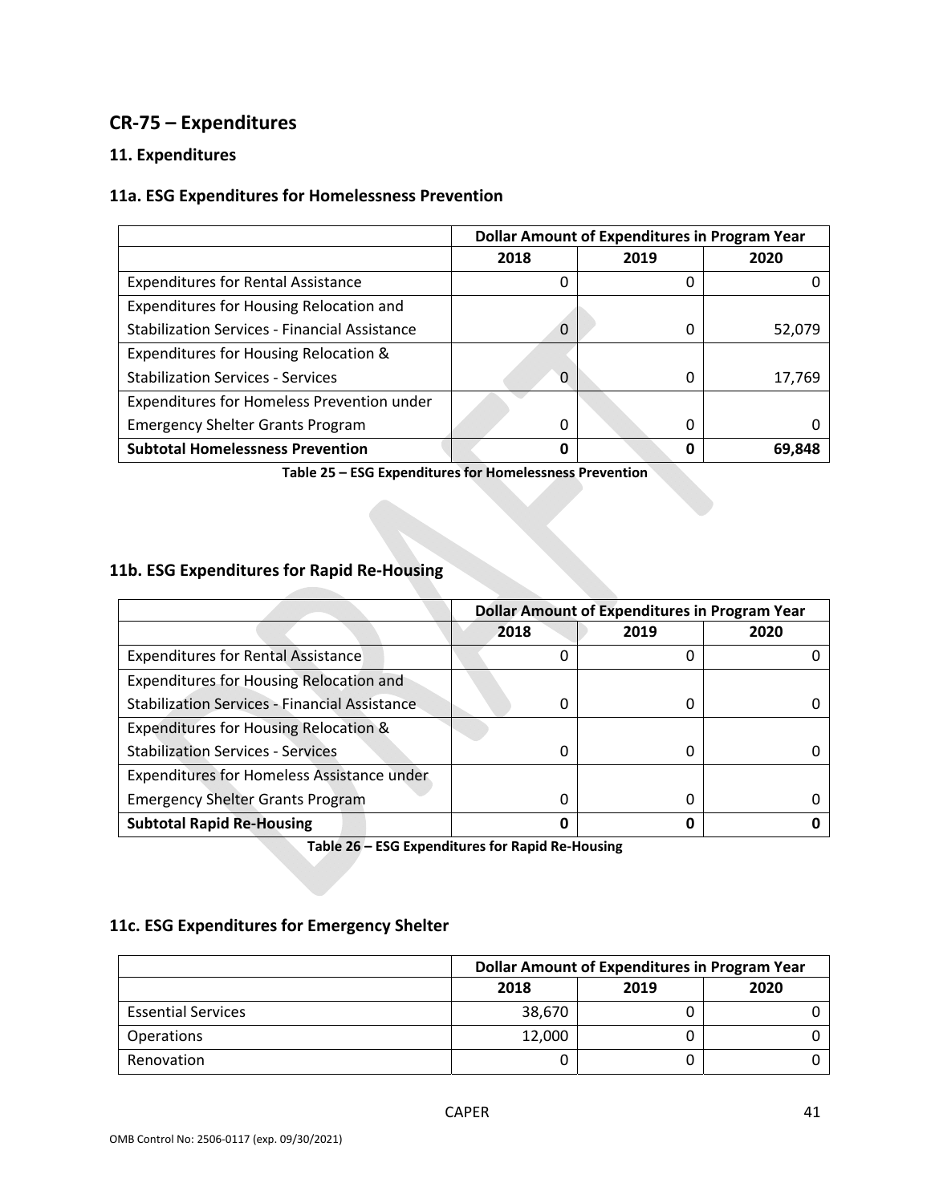## CR-75 – Expenditures

### 11. Expenditures

### 11a. ESG Expenditures for Homelessness Prevention

| | Dollar Amount of Expenditures in Program Year | | |
|---|---|---|---|
| | 2018 | 2019 | 2020 |
| Expenditures for Rental Assistance | 0 | 0 | 0 |
| Expenditures for Housing Relocation and Stabilization Services - Financial Assistance | 0 | 0 | 52,079 |
| Expenditures for Housing Relocation & Stabilization Services - Services | 0 | 0 | 17,769 |
| Expenditures for Homeless Prevention under Emergency Shelter Grants Program | 0 | 0 | 0 |
| **Subtotal Homelessness Prevention** | **0** | **0** | **69,848** |

**Table 25 – ESG Expenditures for Homelessness Prevention**

### 11b. ESG Expenditures for Rapid Re-Housing

| | Dollar Amount of Expenditures in Program Year | | |
|---|---|---|---|
| | 2018 | 2019 | 2020 |
| Expenditures for Rental Assistance | 0 | 0 | 0 |
| Expenditures for Housing Relocation and Stabilization Services - Financial Assistance | 0 | 0 | 0 |
| Expenditures for Housing Relocation & Stabilization Services - Services | 0 | 0 | 0 |
| Expenditures for Homeless Assistance under Emergency Shelter Grants Program | 0 | 0 | 0 |
| **Subtotal Rapid Re-Housing** | **0** | **0** | **0** |

**Table 26 – ESG Expenditures for Rapid Re-Housing**

### 11c. ESG Expenditures for Emergency Shelter

| | Dollar Amount of Expenditures in Program Year | | |
|---|---|---|---|
| | 2018 | 2019 | 2020 |
| Essential Services | 38,670 | 0 | 0 |
| Operations | 12,000 | 0 | 0 |
| Renovation | 0 | 0 | 0 |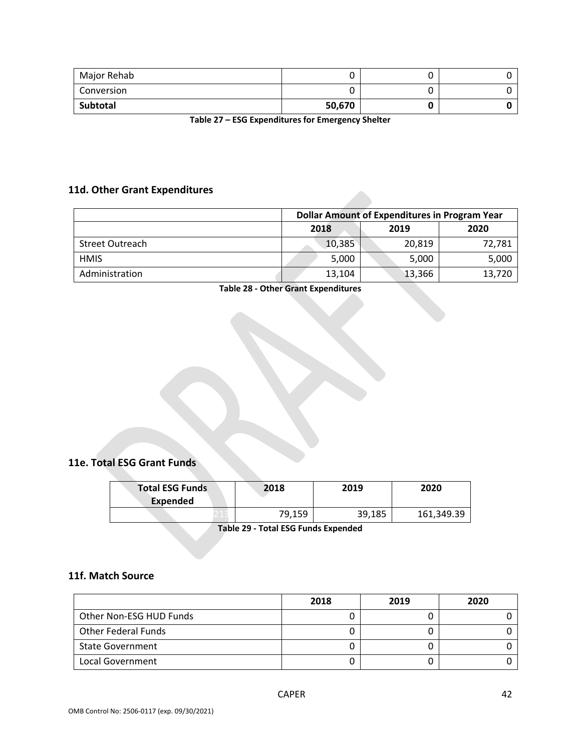| Major Rehab | 0 | 0 | 0 |
|---|---|---|---|
| Conversion | 0 | 0 | 0 |
| **Subtotal** | **50,670** | **0** | **0** |

**Table 27 – ESG Expenditures for Emergency Shelter**

## 11d. Other Grant Expenditures

| | Dollar Amount of Expenditures in Program Year | | |
|---|---|---|---|
| | 2018 | 2019 | 2020 |
| Street Outreach | 10,385 | 20,819 | 72,781 |
| HMIS | 5,000 | 5,000 | 5,000 |
| Administration | 13,104 | 13,366 | 13,720 |

**Table 28 - Other Grant Expenditures**

## 11e. Total ESG Grant Funds

| Total ESG Funds Expended | 2018 | 2019 | 2020 |
|---|---|---|---|
| 213 | 79,159 | 39,185 | 161,349.39 |

**Table 29 - Total ESG Funds Expended**

## 11f. Match Source

| | 2018 | 2019 | 2020 |
|---|---|---|---|
| Other Non-ESG HUD Funds | 0 | 0 | 0 |
| Other Federal Funds | 0 | 0 | 0 |
| State Government | 0 | 0 | 0 |
| Local Government | 0 | 0 | 0 |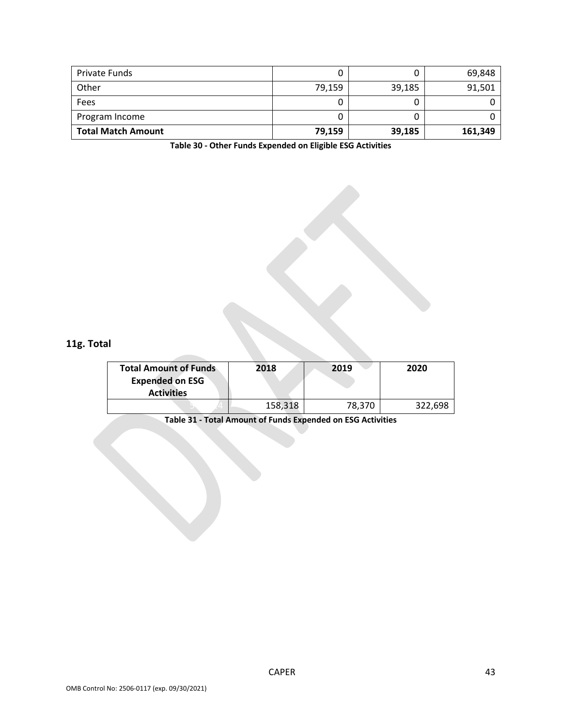| | | | |
|---|---|---|---|
| Private Funds | 0 | 0 | 69,848 |
| Other | 79,159 | 39,185 | 91,501 |
| Fees | 0 | 0 | 0 |
| Program Income | 0 | 0 | 0 |
| **Total Match Amount** | **79,159** | **39,185** | **161,349** |

**Table 30 - Other Funds Expended on Eligible ESG Activities**

## 11g. Total

| Total Amount of Funds Expended on ESG Activities | 2018 | 2019 | 2020 |
|---|---|---|---|
| | 158,318 | 78,370 | 322,698 |

**Table 31 - Total Amount of Funds Expended on ESG Activities**